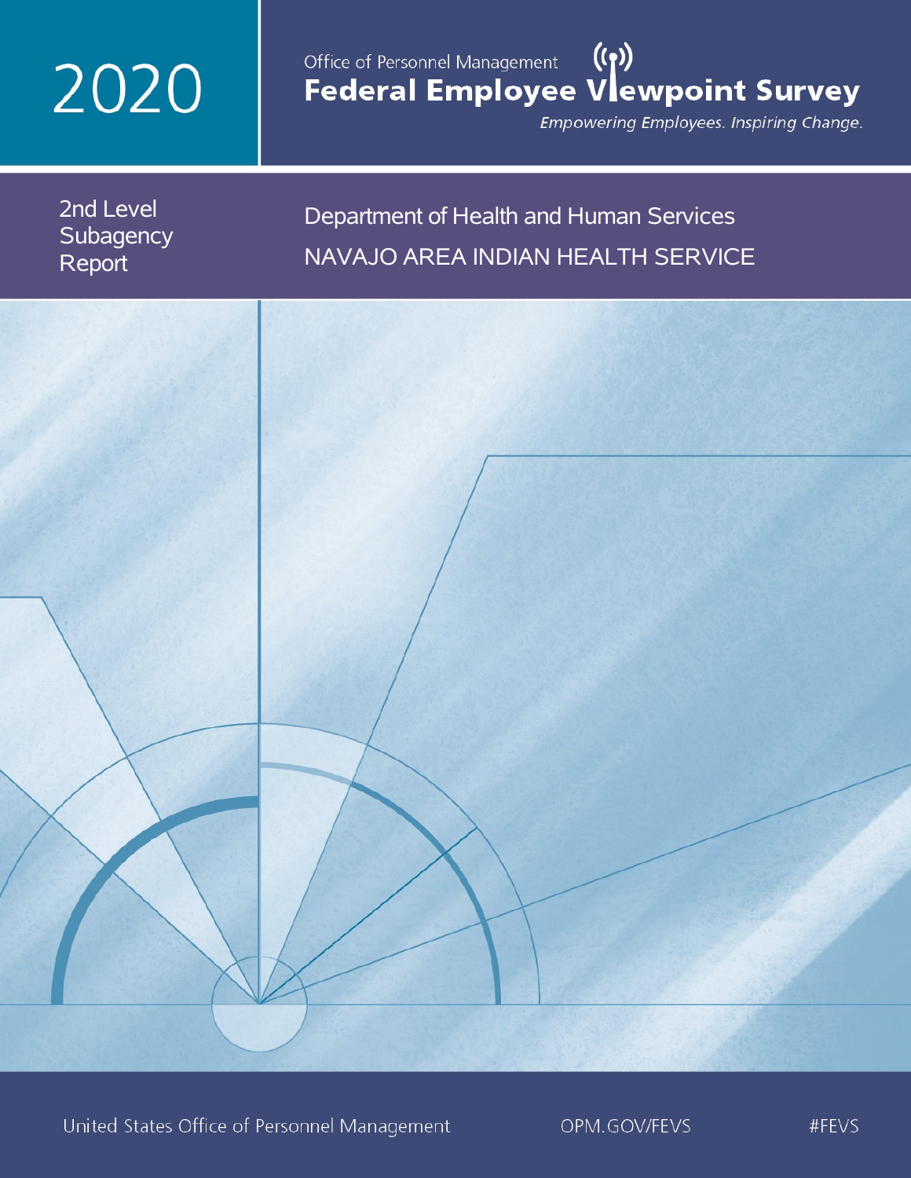# 2020

Office of Personnel Management

# Federal Employee Viewpoint Survey

*Empowering Employees. Inspiring Change.*

## 2nd Level Subagency Report

## Department of Health and Human Services

## NAVAJO AREA INDIAN HEALTH SERVICE

United States Office of Personnel Management

OPM.GOV/FEVS

#FEVS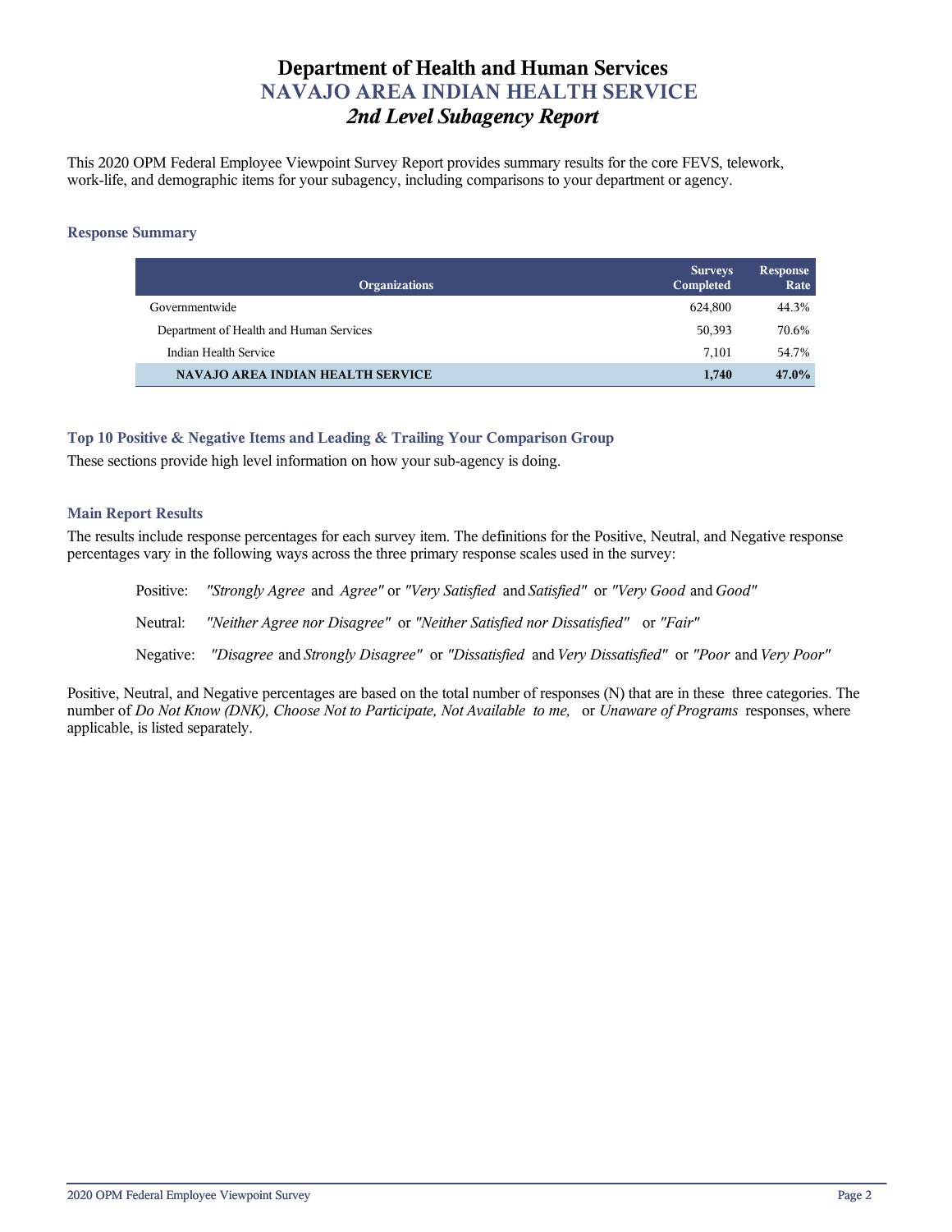# Department of Health and Human Services
## NAVAJO AREA INDIAN HEALTH SERVICE
### *2nd Level Subagency Report*

This 2020 OPM Federal Employee Viewpoint Survey Report provides summary results for the core FEVS, telework, work-life, and demographic items for your subagency, including comparisons to your department or agency.

### Response Summary

| Organizations | Surveys Completed | Response Rate |
|---|---|---|
| Governmentwide | 624,800 | 44.3% |
| Department of Health and Human Services | 50,393 | 70.6% |
| Indian Health Service | 7,101 | 54.7% |
| **NAVAJO AREA INDIAN HEALTH SERVICE** | **1,740** | **47.0%** |

### Top 10 Positive & Negative Items and Leading & Trailing Your Comparison Group

These sections provide high level information on how your sub-agency is doing.

### Main Report Results

The results include response percentages for each survey item. The definitions for the Positive, Neutral, and Negative response percentages vary in the following ways across the three primary response scales used in the survey:

Positive: *"Strongly Agree* and *Agree"* or *"Very Satisfied* and *Satisfied"* or *"Very Good* and *Good"*

Neutral: *"Neither Agree nor Disagree"* or *"Neither Satisfied nor Dissatisfied"* or *"Fair"*

Negative: *"Disagree* and *Strongly Disagree"* or *"Dissatisfied* and *Very Dissatisfied"* or *"Poor* and *Very Poor"*

Positive, Neutral, and Negative percentages are based on the total number of responses (N) that are in these three categories. The number of *Do Not Know (DNK), Choose Not to Participate, Not Available to me,* or *Unaware of Programs* responses, where applicable, is listed separately.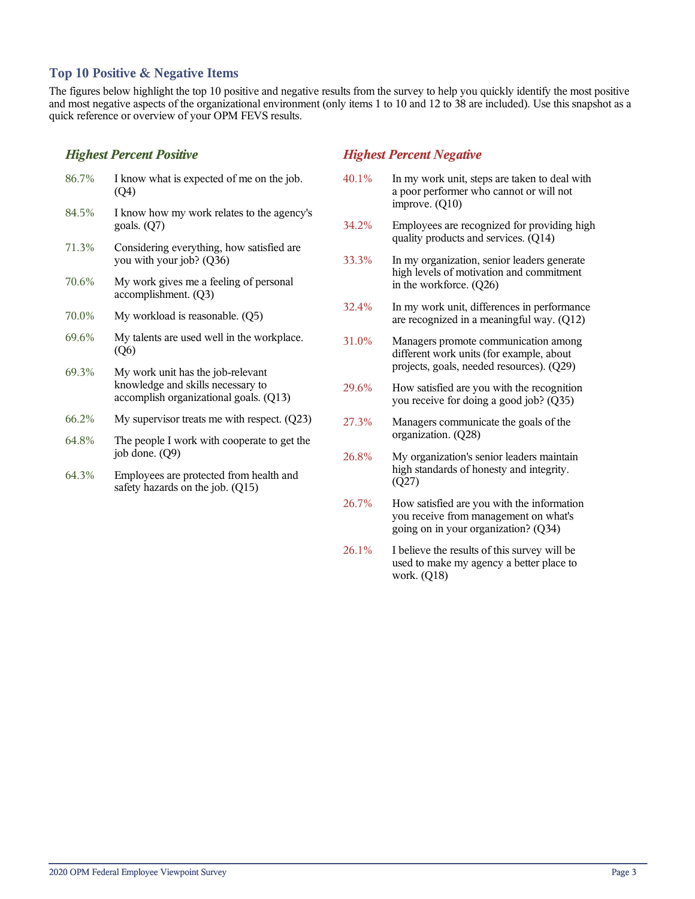## Top 10 Positive & Negative Items

The figures below highlight the top 10 positive and negative results from the survey to help you quickly identify the most positive and most negative aspects of the organizational environment (only items 1 to 10 and 12 to 38 are included). Use this snapshot as a quick reference or overview of your OPM FEVS results.

### *Highest Percent Positive*

| | |
|---|---|
| 86.7% | I know what is expected of me on the job. (Q4) |
| 84.5% | I know how my work relates to the agency's goals. (Q7) |
| 71.3% | Considering everything, how satisfied are you with your job? (Q36) |
| 70.6% | My work gives me a feeling of personal accomplishment. (Q3) |
| 70.0% | My workload is reasonable. (Q5) |
| 69.6% | My talents are used well in the workplace. (Q6) |
| 69.3% | My work unit has the job-relevant knowledge and skills necessary to accomplish organizational goals. (Q13) |
| 66.2% | My supervisor treats me with respect. (Q23) |
| 64.8% | The people I work with cooperate to get the job done. (Q9) |
| 64.3% | Employees are protected from health and safety hazards on the job. (Q15) |

### *Highest Percent Negative*

| | |
|---|---|
| 40.1% | In my work unit, steps are taken to deal with a poor performer who cannot or will not improve. (Q10) |
| 34.2% | Employees are recognized for providing high quality products and services. (Q14) |
| 33.3% | In my organization, senior leaders generate high levels of motivation and commitment in the workforce. (Q26) |
| 32.4% | In my work unit, differences in performance are recognized in a meaningful way. (Q12) |
| 31.0% | Managers promote communication among different work units (for example, about projects, goals, needed resources). (Q29) |
| 29.6% | How satisfied are you with the recognition you receive for doing a good job? (Q35) |
| 27.3% | Managers communicate the goals of the organization. (Q28) |
| 26.8% | My organization's senior leaders maintain high standards of honesty and integrity. (Q27) |
| 26.7% | How satisfied are you with the information you receive from management on what's going on in your organization? (Q34) |
| 26.1% | I believe the results of this survey will be used to make my agency a better place to work. (Q18) |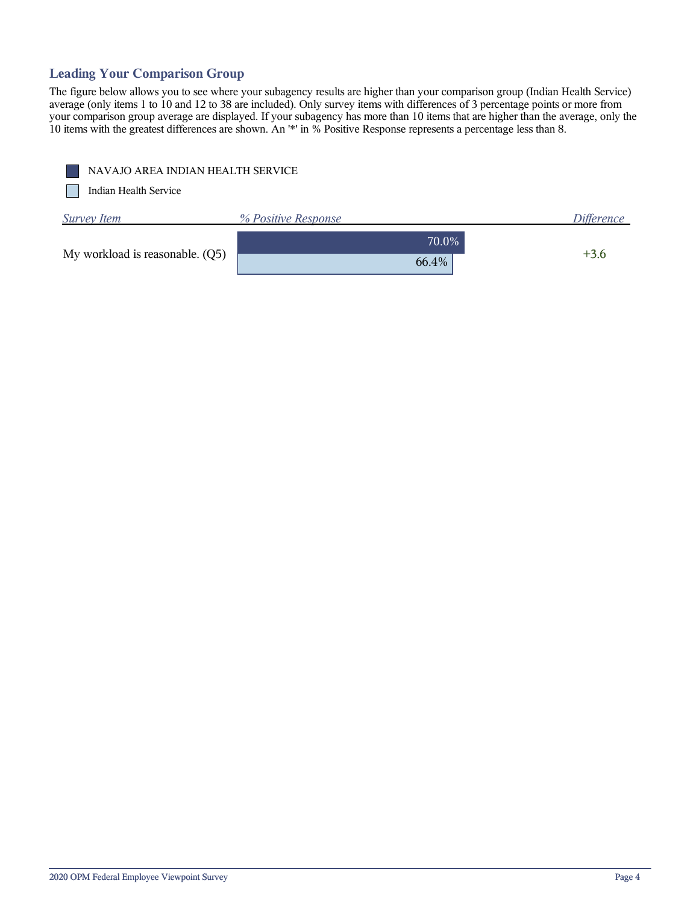## Leading Your Comparison Group

The figure below allows you to see where your subagency results are higher than your comparison group (Indian Health Service) average (only items 1 to 10 and 12 to 38 are included). Only survey items with differences of 3 percentage points or more from your comparison group average are displayed. If your subagency has more than 10 items that are higher than the average, only the 10 items with the greatest differences are shown. An '*' in % Positive Response represents a percentage less than 8.

| Survey Item | % Positive Response: NAVAJO AREA INDIAN HEALTH SERVICE | % Positive Response: Indian Health Service | Difference |
|---|---|---|---|
| My workload is reasonable. (Q5) | 70.0% | 66.4% | +3.6 |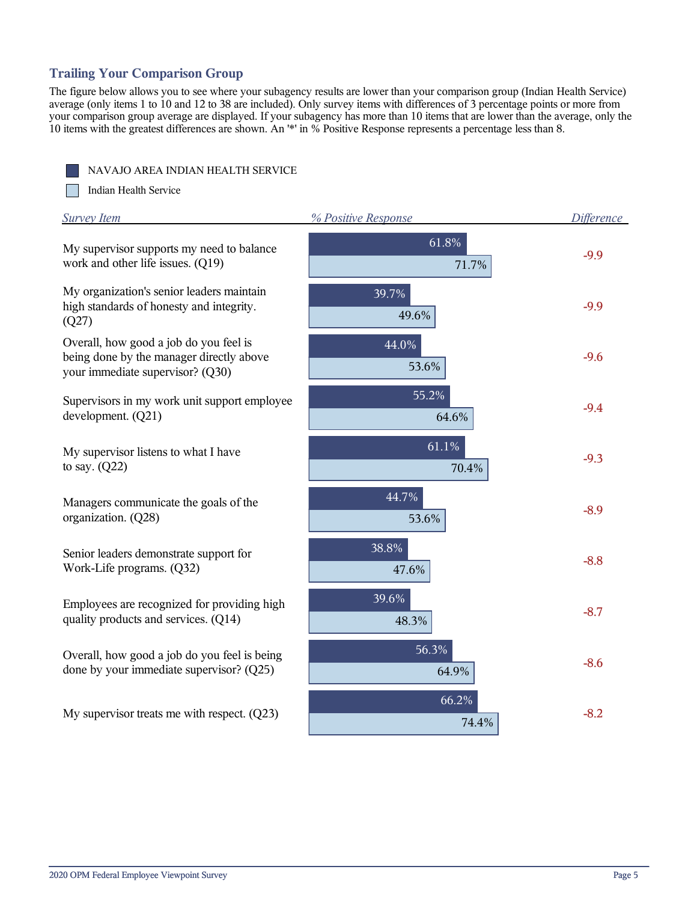## Trailing Your Comparison Group

The figure below allows you to see where your subagency results are lower than your comparison group (Indian Health Service) average (only items 1 to 10 and 12 to 38 are included). Only survey items with differences of 3 percentage points or more from your comparison group average are displayed. If your subagency has more than 10 items that are lower than the average, only the 10 items with the greatest differences are shown. An '*' in % Positive Response represents a percentage less than 8.

| Survey Item | NAVAJO AREA INDIAN HEALTH SERVICE (% Positive Response) | Indian Health Service (% Positive Response) | Difference |
|---|---|---|---|
| My supervisor supports my need to balance work and other life issues. (Q19) | 61.8% | 71.7% | -9.9 |
| My organization's senior leaders maintain high standards of honesty and integrity. (Q27) | 39.7% | 49.6% | -9.9 |
| Overall, how good a job do you feel is being done by the manager directly above your immediate supervisor? (Q30) | 44.0% | 53.6% | -9.6 |
| Supervisors in my work unit support employee development. (Q21) | 55.2% | 64.6% | -9.4 |
| My supervisor listens to what I have to say. (Q22) | 61.1% | 70.4% | -9.3 |
| Managers communicate the goals of the organization. (Q28) | 44.7% | 53.6% | -8.9 |
| Senior leaders demonstrate support for Work-Life programs. (Q32) | 38.8% | 47.6% | -8.8 |
| Employees are recognized for providing high quality products and services. (Q14) | 39.6% | 48.3% | -8.7 |
| Overall, how good a job do you feel is being done by your immediate supervisor? (Q25) | 56.3% | 64.9% | -8.6 |
| My supervisor treats me with respect. (Q23) | 66.2% | 74.4% | -8.2 |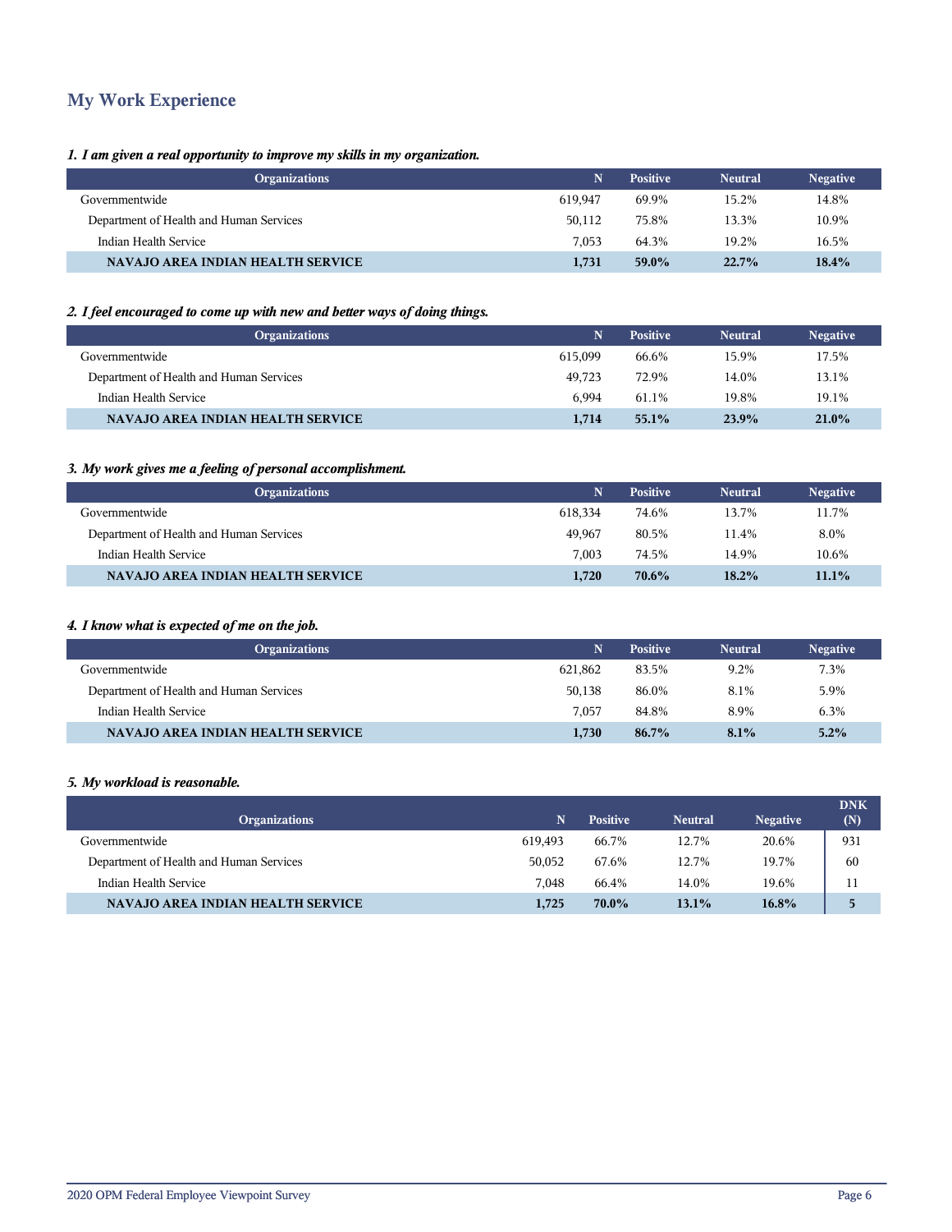## My Work Experience

*1. I am given a real opportunity to improve my skills in my organization.*

| Organizations | N | Positive | Neutral | Negative |
|---|---|---|---|---|
| Governmentwide | 619,947 | 69.9% | 15.2% | 14.8% |
| Department of Health and Human Services | 50,112 | 75.8% | 13.3% | 10.9% |
| Indian Health Service | 7,053 | 64.3% | 19.2% | 16.5% |
| **NAVAJO AREA INDIAN HEALTH SERVICE** | **1,731** | **59.0%** | **22.7%** | **18.4%** |

*2. I feel encouraged to come up with new and better ways of doing things.*

| Organizations | N | Positive | Neutral | Negative |
|---|---|---|---|---|
| Governmentwide | 615,099 | 66.6% | 15.9% | 17.5% |
| Department of Health and Human Services | 49,723 | 72.9% | 14.0% | 13.1% |
| Indian Health Service | 6,994 | 61.1% | 19.8% | 19.1% |
| **NAVAJO AREA INDIAN HEALTH SERVICE** | **1,714** | **55.1%** | **23.9%** | **21.0%** |

*3. My work gives me a feeling of personal accomplishment.*

| Organizations | N | Positive | Neutral | Negative |
|---|---|---|---|---|
| Governmentwide | 618,334 | 74.6% | 13.7% | 11.7% |
| Department of Health and Human Services | 49,967 | 80.5% | 11.4% | 8.0% |
| Indian Health Service | 7,003 | 74.5% | 14.9% | 10.6% |
| **NAVAJO AREA INDIAN HEALTH SERVICE** | **1,720** | **70.6%** | **18.2%** | **11.1%** |

*4. I know what is expected of me on the job.*

| Organizations | N | Positive | Neutral | Negative |
|---|---|---|---|---|
| Governmentwide | 621,862 | 83.5% | 9.2% | 7.3% |
| Department of Health and Human Services | 50,138 | 86.0% | 8.1% | 5.9% |
| Indian Health Service | 7,057 | 84.8% | 8.9% | 6.3% |
| **NAVAJO AREA INDIAN HEALTH SERVICE** | **1,730** | **86.7%** | **8.1%** | **5.2%** |

*5. My workload is reasonable.*

| Organizations | N | Positive | Neutral | Negative | DNK (N) |
|---|---|---|---|---|---|
| Governmentwide | 619,493 | 66.7% | 12.7% | 20.6% | 931 |
| Department of Health and Human Services | 50,052 | 67.6% | 12.7% | 19.7% | 60 |
| Indian Health Service | 7,048 | 66.4% | 14.0% | 19.6% | 11 |
| **NAVAJO AREA INDIAN HEALTH SERVICE** | **1,725** | **70.0%** | **13.1%** | **16.8%** | **5** |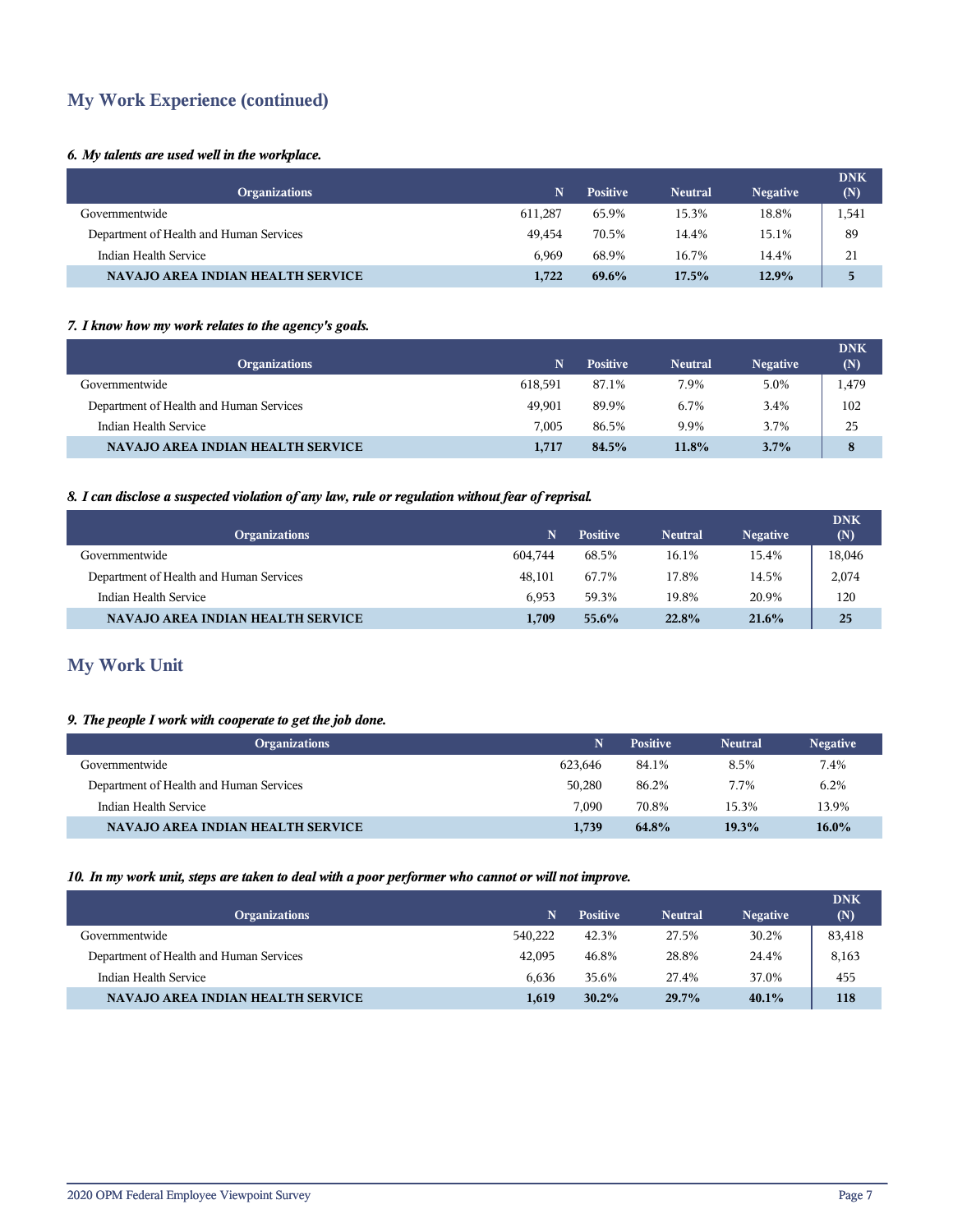## My Work Experience (continued)

### *6. My talents are used well in the workplace.*

| Organizations | N | Positive | Neutral | Negative | DNK (N) |
|---|---|---|---|---|---|
| Governmentwide | 611,287 | 65.9% | 15.3% | 18.8% | 1,541 |
| Department of Health and Human Services | 49,454 | 70.5% | 14.4% | 15.1% | 89 |
| Indian Health Service | 6,969 | 68.9% | 16.7% | 14.4% | 21 |
| **NAVAJO AREA INDIAN HEALTH SERVICE** | **1,722** | **69.6%** | **17.5%** | **12.9%** | **5** |

### *7. I know how my work relates to the agency's goals.*

| Organizations | N | Positive | Neutral | Negative | DNK (N) |
|---|---|---|---|---|---|
| Governmentwide | 618,591 | 87.1% | 7.9% | 5.0% | 1,479 |
| Department of Health and Human Services | 49,901 | 89.9% | 6.7% | 3.4% | 102 |
| Indian Health Service | 7,005 | 86.5% | 9.9% | 3.7% | 25 |
| **NAVAJO AREA INDIAN HEALTH SERVICE** | **1,717** | **84.5%** | **11.8%** | **3.7%** | **8** |

### *8. I can disclose a suspected violation of any law, rule or regulation without fear of reprisal.*

| Organizations | N | Positive | Neutral | Negative | DNK (N) |
|---|---|---|---|---|---|
| Governmentwide | 604,744 | 68.5% | 16.1% | 15.4% | 18,046 |
| Department of Health and Human Services | 48,101 | 67.7% | 17.8% | 14.5% | 2,074 |
| Indian Health Service | 6,953 | 59.3% | 19.8% | 20.9% | 120 |
| **NAVAJO AREA INDIAN HEALTH SERVICE** | **1,709** | **55.6%** | **22.8%** | **21.6%** | **25** |

## My Work Unit

### *9. The people I work with cooperate to get the job done.*

| Organizations | N | Positive | Neutral | Negative |
|---|---|---|---|---|
| Governmentwide | 623,646 | 84.1% | 8.5% | 7.4% |
| Department of Health and Human Services | 50,280 | 86.2% | 7.7% | 6.2% |
| Indian Health Service | 7,090 | 70.8% | 15.3% | 13.9% |
| **NAVAJO AREA INDIAN HEALTH SERVICE** | **1,739** | **64.8%** | **19.3%** | **16.0%** |

### *10. In my work unit, steps are taken to deal with a poor performer who cannot or will not improve.*

| Organizations | N | Positive | Neutral | Negative | DNK (N) |
|---|---|---|---|---|---|
| Governmentwide | 540,222 | 42.3% | 27.5% | 30.2% | 83,418 |
| Department of Health and Human Services | 42,095 | 46.8% | 28.8% | 24.4% | 8,163 |
| Indian Health Service | 6,636 | 35.6% | 27.4% | 37.0% | 455 |
| **NAVAJO AREA INDIAN HEALTH SERVICE** | **1,619** | **30.2%** | **29.7%** | **40.1%** | **118** |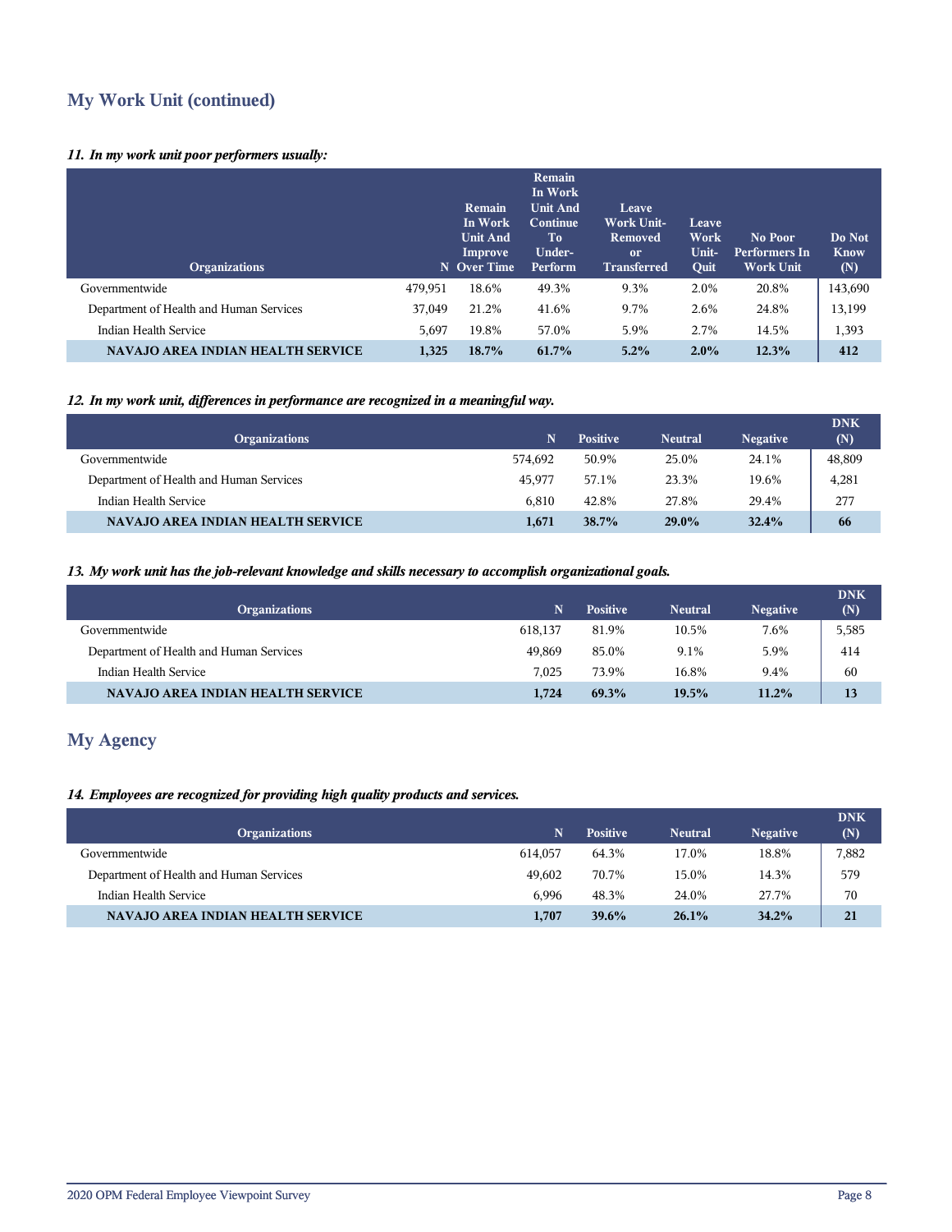## My Work Unit (continued)

*11. In my work unit poor performers usually:*

| Organizations | N | Remain In Work Unit And Improve Over Time | Remain In Work Unit And Continue To Under-Perform | Leave Work Unit-Removed or Transferred | Leave Work Unit-Quit | No Poor Performers In Work Unit | Do Not Know (N) |
|---|---|---|---|---|---|---|---|
| Governmentwide | 479,951 | 18.6% | 49.3% | 9.3% | 2.0% | 20.8% | 143,690 |
| Department of Health and Human Services | 37,049 | 21.2% | 41.6% | 9.7% | 2.6% | 24.8% | 13,199 |
| Indian Health Service | 5,697 | 19.8% | 57.0% | 5.9% | 2.7% | 14.5% | 1,393 |
| **NAVAJO AREA INDIAN HEALTH SERVICE** | **1,325** | **18.7%** | **61.7%** | **5.2%** | **2.0%** | **12.3%** | **412** |

*12. In my work unit, differences in performance are recognized in a meaningful way.*

| Organizations | N | Positive | Neutral | Negative | DNK (N) |
|---|---|---|---|---|---|
| Governmentwide | 574,692 | 50.9% | 25.0% | 24.1% | 48,809 |
| Department of Health and Human Services | 45,977 | 57.1% | 23.3% | 19.6% | 4,281 |
| Indian Health Service | 6,810 | 42.8% | 27.8% | 29.4% | 277 |
| **NAVAJO AREA INDIAN HEALTH SERVICE** | **1,671** | **38.7%** | **29.0%** | **32.4%** | **66** |

*13. My work unit has the job-relevant knowledge and skills necessary to accomplish organizational goals.*

| Organizations | N | Positive | Neutral | Negative | DNK (N) |
|---|---|---|---|---|---|
| Governmentwide | 618,137 | 81.9% | 10.5% | 7.6% | 5,585 |
| Department of Health and Human Services | 49,869 | 85.0% | 9.1% | 5.9% | 414 |
| Indian Health Service | 7,025 | 73.9% | 16.8% | 9.4% | 60 |
| **NAVAJO AREA INDIAN HEALTH SERVICE** | **1,724** | **69.3%** | **19.5%** | **11.2%** | **13** |

## My Agency

*14. Employees are recognized for providing high quality products and services.*

| Organizations | N | Positive | Neutral | Negative | DNK (N) |
|---|---|---|---|---|---|
| Governmentwide | 614,057 | 64.3% | 17.0% | 18.8% | 7,882 |
| Department of Health and Human Services | 49,602 | 70.7% | 15.0% | 14.3% | 579 |
| Indian Health Service | 6,996 | 48.3% | 24.0% | 27.7% | 70 |
| **NAVAJO AREA INDIAN HEALTH SERVICE** | **1,707** | **39.6%** | **26.1%** | **34.2%** | **21** |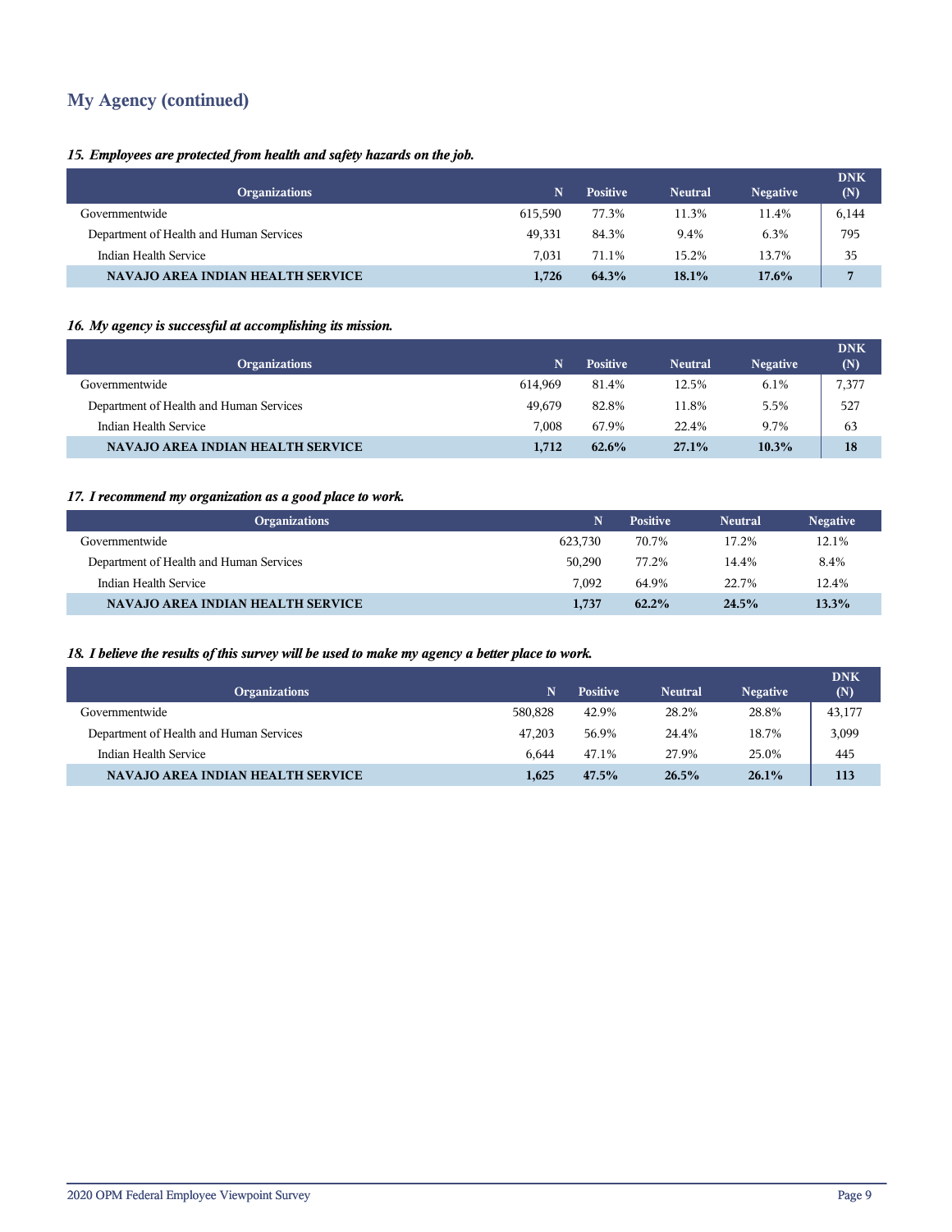## My Agency (continued)

*15. Employees are protected from health and safety hazards on the job.*

| Organizations | N | Positive | Neutral | Negative | DNK (N) |
|---|---|---|---|---|---|
| Governmentwide | 615,590 | 77.3% | 11.3% | 11.4% | 6,144 |
| Department of Health and Human Services | 49,331 | 84.3% | 9.4% | 6.3% | 795 |
| Indian Health Service | 7,031 | 71.1% | 15.2% | 13.7% | 35 |
| **NAVAJO AREA INDIAN HEALTH SERVICE** | **1,726** | **64.3%** | **18.1%** | **17.6%** | **7** |

*16. My agency is successful at accomplishing its mission.*

| Organizations | N | Positive | Neutral | Negative | DNK (N) |
|---|---|---|---|---|---|
| Governmentwide | 614,969 | 81.4% | 12.5% | 6.1% | 7,377 |
| Department of Health and Human Services | 49,679 | 82.8% | 11.8% | 5.5% | 527 |
| Indian Health Service | 7,008 | 67.9% | 22.4% | 9.7% | 63 |
| **NAVAJO AREA INDIAN HEALTH SERVICE** | **1,712** | **62.6%** | **27.1%** | **10.3%** | **18** |

*17. I recommend my organization as a good place to work.*

| Organizations | N | Positive | Neutral | Negative |
|---|---|---|---|---|
| Governmentwide | 623,730 | 70.7% | 17.2% | 12.1% |
| Department of Health and Human Services | 50,290 | 77.2% | 14.4% | 8.4% |
| Indian Health Service | 7,092 | 64.9% | 22.7% | 12.4% |
| **NAVAJO AREA INDIAN HEALTH SERVICE** | **1,737** | **62.2%** | **24.5%** | **13.3%** |

*18. I believe the results of this survey will be used to make my agency a better place to work.*

| Organizations | N | Positive | Neutral | Negative | DNK (N) |
|---|---|---|---|---|---|
| Governmentwide | 580,828 | 42.9% | 28.2% | 28.8% | 43,177 |
| Department of Health and Human Services | 47,203 | 56.9% | 24.4% | 18.7% | 3,099 |
| Indian Health Service | 6,644 | 47.1% | 27.9% | 25.0% | 445 |
| **NAVAJO AREA INDIAN HEALTH SERVICE** | **1,625** | **47.5%** | **26.5%** | **26.1%** | **113** |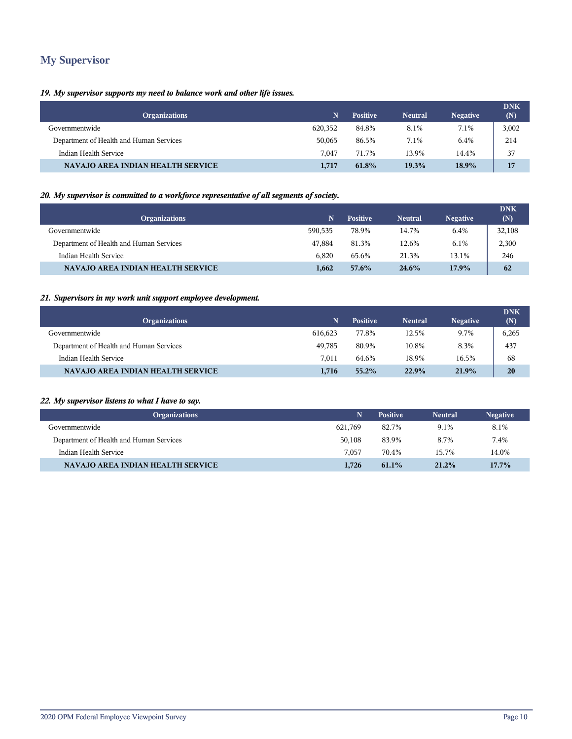## My Supervisor

*19. My supervisor supports my need to balance work and other life issues.*

| Organizations | N | Positive | Neutral | Negative | DNK (N) |
|---|---|---|---|---|---|
| Governmentwide | 620,352 | 84.8% | 8.1% | 7.1% | 3,002 |
| Department of Health and Human Services | 50,065 | 86.5% | 7.1% | 6.4% | 214 |
| Indian Health Service | 7,047 | 71.7% | 13.9% | 14.4% | 37 |
| **NAVAJO AREA INDIAN HEALTH SERVICE** | **1,717** | **61.8%** | **19.3%** | **18.9%** | **17** |

*20. My supervisor is committed to a workforce representative of all segments of society.*

| Organizations | N | Positive | Neutral | Negative | DNK (N) |
|---|---|---|---|---|---|
| Governmentwide | 590,535 | 78.9% | 14.7% | 6.4% | 32,108 |
| Department of Health and Human Services | 47,884 | 81.3% | 12.6% | 6.1% | 2,300 |
| Indian Health Service | 6,820 | 65.6% | 21.3% | 13.1% | 246 |
| **NAVAJO AREA INDIAN HEALTH SERVICE** | **1,662** | **57.6%** | **24.6%** | **17.9%** | **62** |

*21. Supervisors in my work unit support employee development.*

| Organizations | N | Positive | Neutral | Negative | DNK (N) |
|---|---|---|---|---|---|
| Governmentwide | 616,623 | 77.8% | 12.5% | 9.7% | 6,265 |
| Department of Health and Human Services | 49,785 | 80.9% | 10.8% | 8.3% | 437 |
| Indian Health Service | 7,011 | 64.6% | 18.9% | 16.5% | 68 |
| **NAVAJO AREA INDIAN HEALTH SERVICE** | **1,716** | **55.2%** | **22.9%** | **21.9%** | **20** |

*22. My supervisor listens to what I have to say.*

| Organizations | N | Positive | Neutral | Negative |
|---|---|---|---|---|
| Governmentwide | 621,769 | 82.7% | 9.1% | 8.1% |
| Department of Health and Human Services | 50,108 | 83.9% | 8.7% | 7.4% |
| Indian Health Service | 7,057 | 70.4% | 15.7% | 14.0% |
| **NAVAJO AREA INDIAN HEALTH SERVICE** | **1,726** | **61.1%** | **21.2%** | **17.7%** |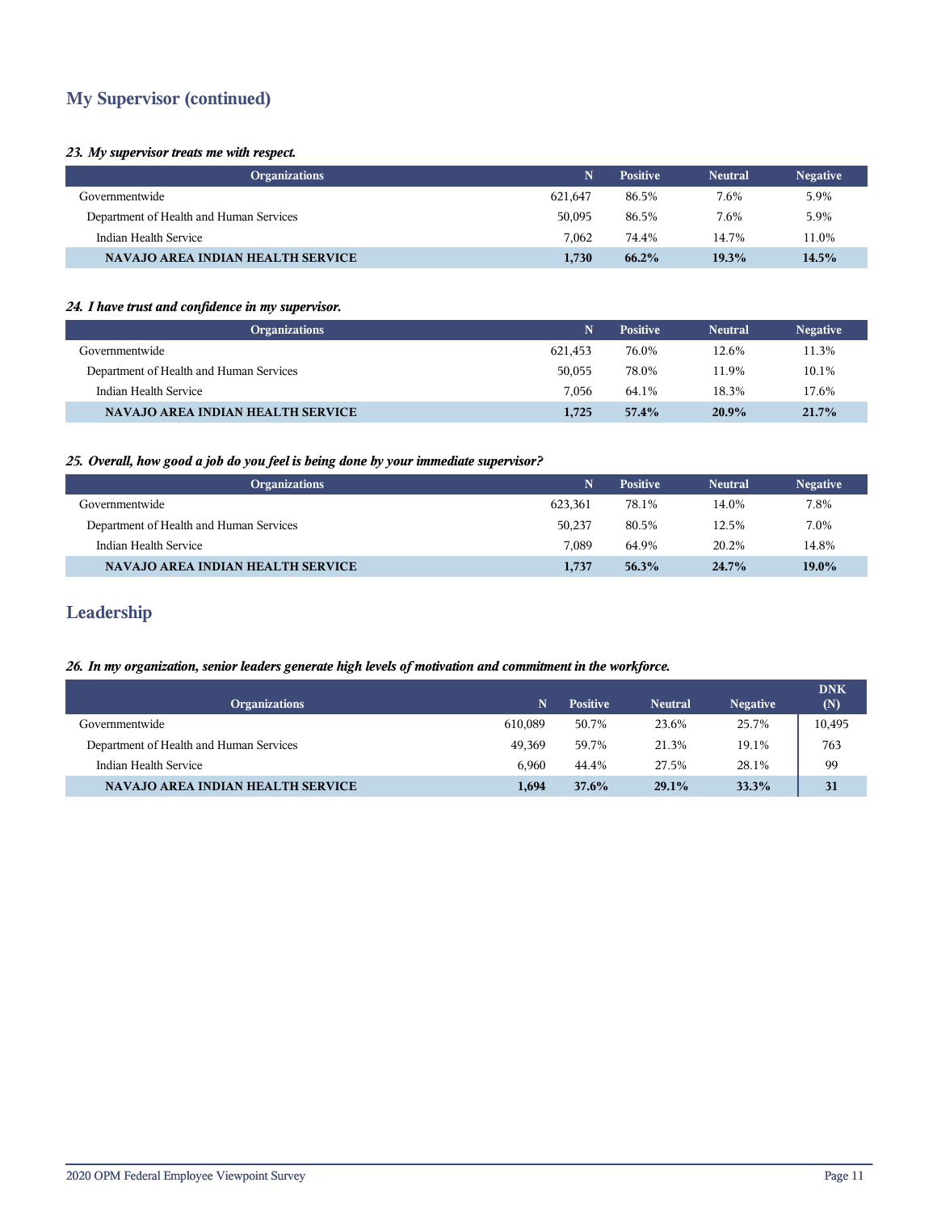## My Supervisor (continued)

***23. My supervisor treats me with respect.***

| Organizations | N | Positive | Neutral | Negative |
|---|---|---|---|---|
| Governmentwide | 621,647 | 86.5% | 7.6% | 5.9% |
| Department of Health and Human Services | 50,095 | 86.5% | 7.6% | 5.9% |
| Indian Health Service | 7,062 | 74.4% | 14.7% | 11.0% |
| **NAVAJO AREA INDIAN HEALTH SERVICE** | **1,730** | **66.2%** | **19.3%** | **14.5%** |

***24. I have trust and confidence in my supervisor.***

| Organizations | N | Positive | Neutral | Negative |
|---|---|---|---|---|
| Governmentwide | 621,453 | 76.0% | 12.6% | 11.3% |
| Department of Health and Human Services | 50,055 | 78.0% | 11.9% | 10.1% |
| Indian Health Service | 7,056 | 64.1% | 18.3% | 17.6% |
| **NAVAJO AREA INDIAN HEALTH SERVICE** | **1,725** | **57.4%** | **20.9%** | **21.7%** |

***25. Overall, how good a job do you feel is being done by your immediate supervisor?***

| Organizations | N | Positive | Neutral | Negative |
|---|---|---|---|---|
| Governmentwide | 623,361 | 78.1% | 14.0% | 7.8% |
| Department of Health and Human Services | 50,237 | 80.5% | 12.5% | 7.0% |
| Indian Health Service | 7,089 | 64.9% | 20.2% | 14.8% |
| **NAVAJO AREA INDIAN HEALTH SERVICE** | **1,737** | **56.3%** | **24.7%** | **19.0%** |

## Leadership

***26. In my organization, senior leaders generate high levels of motivation and commitment in the workforce.***

| Organizations | N | Positive | Neutral | Negative | DNK (N) |
|---|---|---|---|---|---|
| Governmentwide | 610,089 | 50.7% | 23.6% | 25.7% | 10,495 |
| Department of Health and Human Services | 49,369 | 59.7% | 21.3% | 19.1% | 763 |
| Indian Health Service | 6,960 | 44.4% | 27.5% | 28.1% | 99 |
| **NAVAJO AREA INDIAN HEALTH SERVICE** | **1,694** | **37.6%** | **29.1%** | **33.3%** | **31** |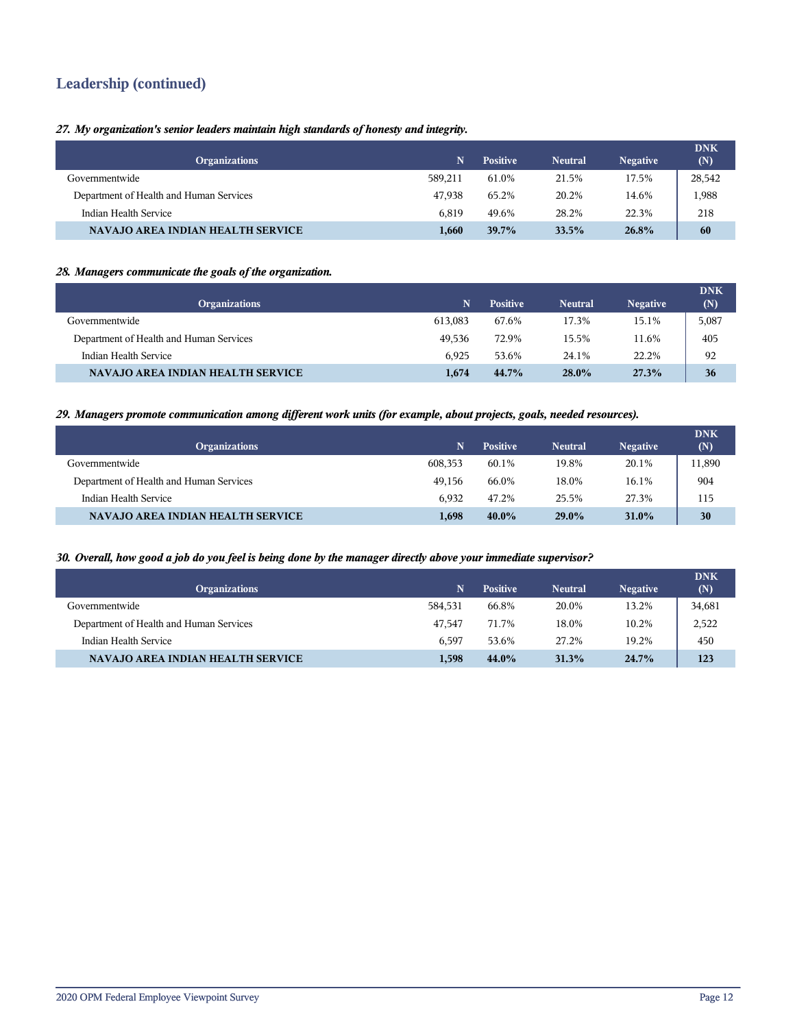## Leadership (continued)

***27. My organization's senior leaders maintain high standards of honesty and integrity.***

| Organizations | N | Positive | Neutral | Negative | DNK (N) |
|---|---|---|---|---|---|
| Governmentwide | 589,211 | 61.0% | 21.5% | 17.5% | 28,542 |
| Department of Health and Human Services | 47,938 | 65.2% | 20.2% | 14.6% | 1,988 |
| Indian Health Service | 6,819 | 49.6% | 28.2% | 22.3% | 218 |
| **NAVAJO AREA INDIAN HEALTH SERVICE** | **1,660** | **39.7%** | **33.5%** | **26.8%** | **60** |

***28. Managers communicate the goals of the organization.***

| Organizations | N | Positive | Neutral | Negative | DNK (N) |
|---|---|---|---|---|---|
| Governmentwide | 613,083 | 67.6% | 17.3% | 15.1% | 5,087 |
| Department of Health and Human Services | 49,536 | 72.9% | 15.5% | 11.6% | 405 |
| Indian Health Service | 6,925 | 53.6% | 24.1% | 22.2% | 92 |
| **NAVAJO AREA INDIAN HEALTH SERVICE** | **1,674** | **44.7%** | **28.0%** | **27.3%** | **36** |

***29. Managers promote communication among different work units (for example, about projects, goals, needed resources).***

| Organizations | N | Positive | Neutral | Negative | DNK (N) |
|---|---|---|---|---|---|
| Governmentwide | 608,353 | 60.1% | 19.8% | 20.1% | 11,890 |
| Department of Health and Human Services | 49,156 | 66.0% | 18.0% | 16.1% | 904 |
| Indian Health Service | 6,932 | 47.2% | 25.5% | 27.3% | 115 |
| **NAVAJO AREA INDIAN HEALTH SERVICE** | **1,698** | **40.0%** | **29.0%** | **31.0%** | **30** |

***30. Overall, how good a job do you feel is being done by the manager directly above your immediate supervisor?***

| Organizations | N | Positive | Neutral | Negative | DNK (N) |
|---|---|---|---|---|---|
| Governmentwide | 584,531 | 66.8% | 20.0% | 13.2% | 34,681 |
| Department of Health and Human Services | 47,547 | 71.7% | 18.0% | 10.2% | 2,522 |
| Indian Health Service | 6,597 | 53.6% | 27.2% | 19.2% | 450 |
| **NAVAJO AREA INDIAN HEALTH SERVICE** | **1,598** | **44.0%** | **31.3%** | **24.7%** | **123** |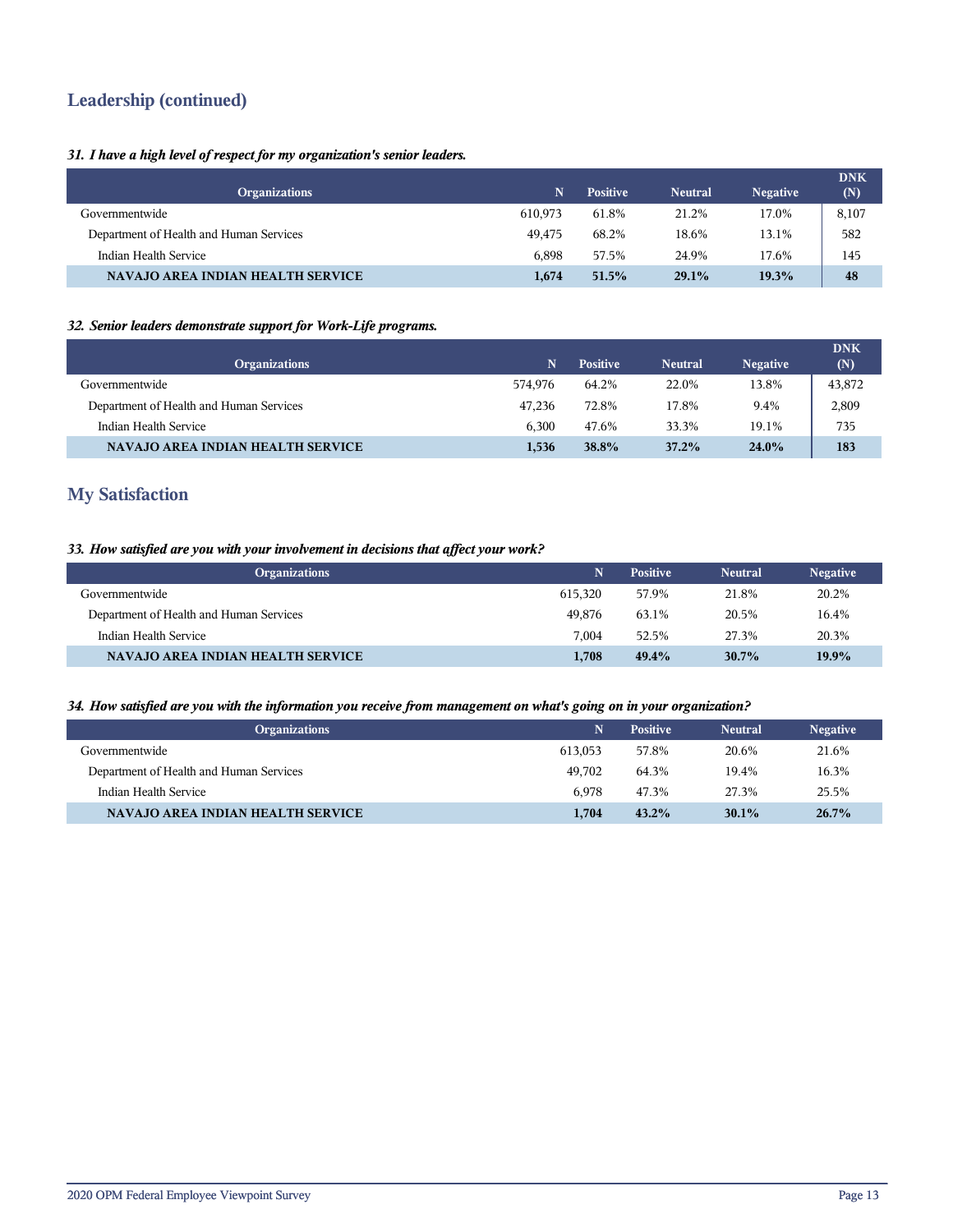## Leadership (continued)

***31. I have a high level of respect for my organization's senior leaders.***

| Organizations | N | Positive | Neutral | Negative | DNK (N) |
|---|---|---|---|---|---|
| Governmentwide | 610,973 | 61.8% | 21.2% | 17.0% | 8,107 |
| Department of Health and Human Services | 49,475 | 68.2% | 18.6% | 13.1% | 582 |
| Indian Health Service | 6,898 | 57.5% | 24.9% | 17.6% | 145 |
| **NAVAJO AREA INDIAN HEALTH SERVICE** | **1,674** | **51.5%** | **29.1%** | **19.3%** | **48** |

***32. Senior leaders demonstrate support for Work-Life programs.***

| Organizations | N | Positive | Neutral | Negative | DNK (N) |
|---|---|---|---|---|---|
| Governmentwide | 574,976 | 64.2% | 22.0% | 13.8% | 43,872 |
| Department of Health and Human Services | 47,236 | 72.8% | 17.8% | 9.4% | 2,809 |
| Indian Health Service | 6,300 | 47.6% | 33.3% | 19.1% | 735 |
| **NAVAJO AREA INDIAN HEALTH SERVICE** | **1,536** | **38.8%** | **37.2%** | **24.0%** | **183** |

## My Satisfaction

***33. How satisfied are you with your involvement in decisions that affect your work?***

| Organizations | N | Positive | Neutral | Negative |
|---|---|---|---|---|
| Governmentwide | 615,320 | 57.9% | 21.8% | 20.2% |
| Department of Health and Human Services | 49,876 | 63.1% | 20.5% | 16.4% |
| Indian Health Service | 7,004 | 52.5% | 27.3% | 20.3% |
| **NAVAJO AREA INDIAN HEALTH SERVICE** | **1,708** | **49.4%** | **30.7%** | **19.9%** |

***34. How satisfied are you with the information you receive from management on what's going on in your organization?***

| Organizations | N | Positive | Neutral | Negative |
|---|---|---|---|---|
| Governmentwide | 613,053 | 57.8% | 20.6% | 21.6% |
| Department of Health and Human Services | 49,702 | 64.3% | 19.4% | 16.3% |
| Indian Health Service | 6,978 | 47.3% | 27.3% | 25.5% |
| **NAVAJO AREA INDIAN HEALTH SERVICE** | **1,704** | **43.2%** | **30.1%** | **26.7%** |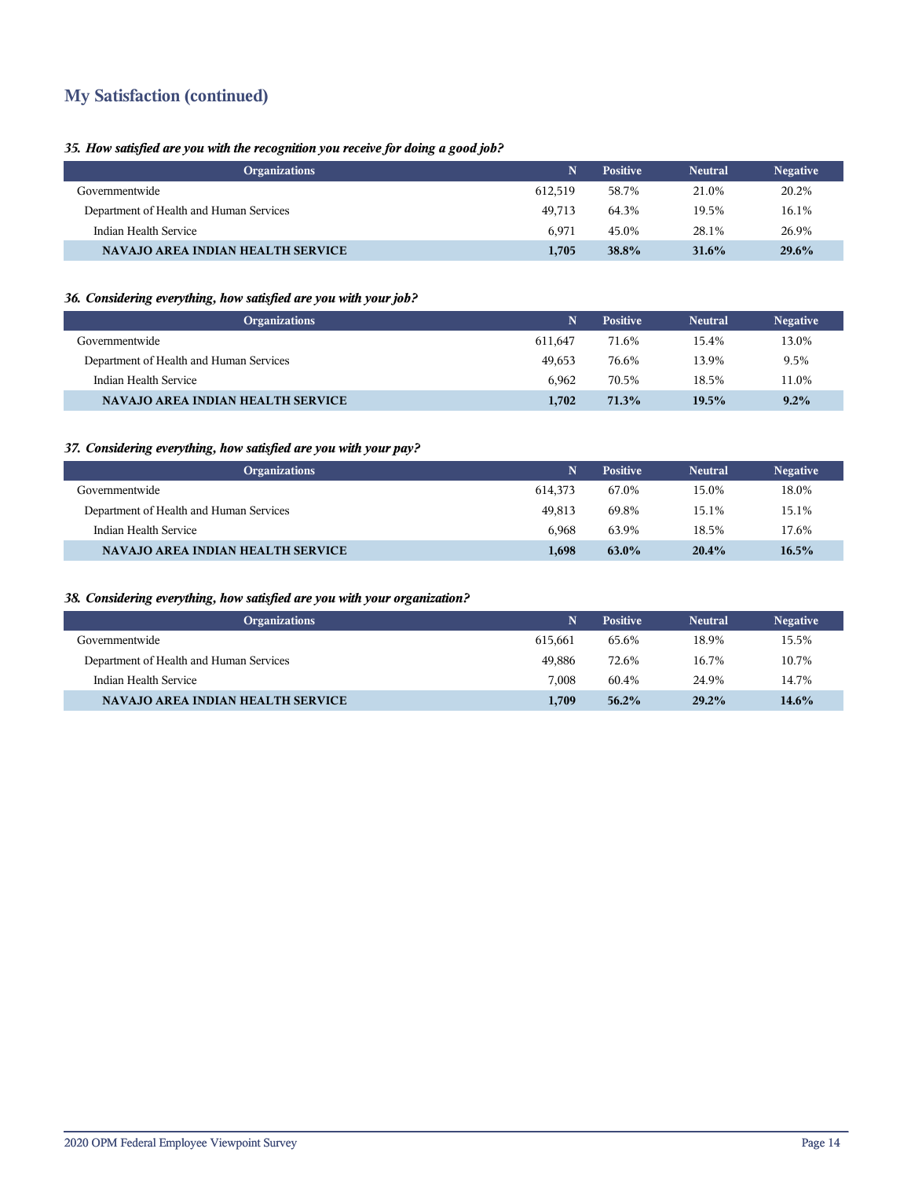## My Satisfaction (continued)

***35. How satisfied are you with the recognition you receive for doing a good job?***

| Organizations | N | Positive | Neutral | Negative |
|---|---|---|---|---|
| Governmentwide | 612,519 | 58.7% | 21.0% | 20.2% |
| Department of Health and Human Services | 49,713 | 64.3% | 19.5% | 16.1% |
| Indian Health Service | 6,971 | 45.0% | 28.1% | 26.9% |
| **NAVAJO AREA INDIAN HEALTH SERVICE** | **1,705** | **38.8%** | **31.6%** | **29.6%** |

***36. Considering everything, how satisfied are you with your job?***

| Organizations | N | Positive | Neutral | Negative |
|---|---|---|---|---|
| Governmentwide | 611,647 | 71.6% | 15.4% | 13.0% |
| Department of Health and Human Services | 49,653 | 76.6% | 13.9% | 9.5% |
| Indian Health Service | 6,962 | 70.5% | 18.5% | 11.0% |
| **NAVAJO AREA INDIAN HEALTH SERVICE** | **1,702** | **71.3%** | **19.5%** | **9.2%** |

***37. Considering everything, how satisfied are you with your pay?***

| Organizations | N | Positive | Neutral | Negative |
|---|---|---|---|---|
| Governmentwide | 614,373 | 67.0% | 15.0% | 18.0% |
| Department of Health and Human Services | 49,813 | 69.8% | 15.1% | 15.1% |
| Indian Health Service | 6,968 | 63.9% | 18.5% | 17.6% |
| **NAVAJO AREA INDIAN HEALTH SERVICE** | **1,698** | **63.0%** | **20.4%** | **16.5%** |

***38. Considering everything, how satisfied are you with your organization?***

| Organizations | N | Positive | Neutral | Negative |
|---|---|---|---|---|
| Governmentwide | 615,661 | 65.6% | 18.9% | 15.5% |
| Department of Health and Human Services | 49,886 | 72.6% | 16.7% | 10.7% |
| Indian Health Service | 7,008 | 60.4% | 24.9% | 14.7% |
| **NAVAJO AREA INDIAN HEALTH SERVICE** | **1,709** | **56.2%** | **29.2%** | **14.6%** |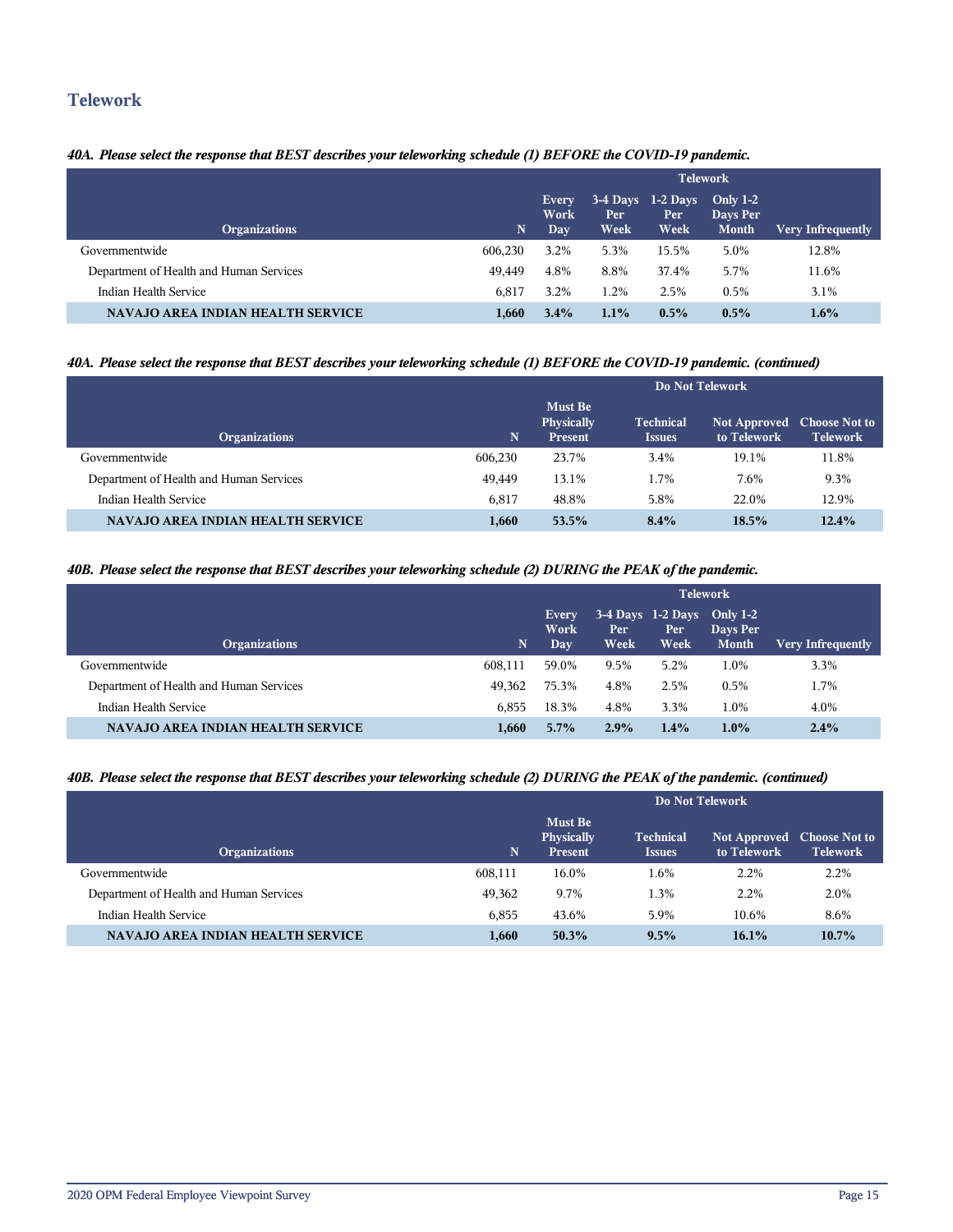## Telework

***40A. Please select the response that BEST describes your teleworking schedule (1) BEFORE the COVID-19 pandemic.***

| Organizations | N | Telework | | | | |
|---|---|---|---|---|---|---|
| | | Every Work Day | 3-4 Days Per Week | 1-2 Days Per Week | Only 1-2 Days Per Month | Very Infrequently |
| Governmentwide | 606,230 | 3.2% | 5.3% | 15.5% | 5.0% | 12.8% |
| Department of Health and Human Services | 49,449 | 4.8% | 8.8% | 37.4% | 5.7% | 11.6% |
| Indian Health Service | 6,817 | 3.2% | 1.2% | 2.5% | 0.5% | 3.1% |
| **NAVAJO AREA INDIAN HEALTH SERVICE** | **1,660** | **3.4%** | **1.1%** | **0.5%** | **0.5%** | **1.6%** |

***40A. Please select the response that BEST describes your teleworking schedule (1) BEFORE the COVID-19 pandemic. (continued)***

| Organizations | N | Do Not Telework | | | |
|---|---|---|---|---|---|
| | | Must Be Physically Present | Technical Issues | Not Approved to Telework | Choose Not to Telework |
| Governmentwide | 606,230 | 23.7% | 3.4% | 19.1% | 11.8% |
| Department of Health and Human Services | 49,449 | 13.1% | 1.7% | 7.6% | 9.3% |
| Indian Health Service | 6,817 | 48.8% | 5.8% | 22.0% | 12.9% |
| **NAVAJO AREA INDIAN HEALTH SERVICE** | **1,660** | **53.5%** | **8.4%** | **18.5%** | **12.4%** |

***40B. Please select the response that BEST describes your teleworking schedule (2) DURING the PEAK of the pandemic.***

| Organizations | N | Telework | | | | |
|---|---|---|---|---|---|---|
| | | Every Work Day | 3-4 Days Per Week | 1-2 Days Per Week | Only 1-2 Days Per Month | Very Infrequently |
| Governmentwide | 608,111 | 59.0% | 9.5% | 5.2% | 1.0% | 3.3% |
| Department of Health and Human Services | 49,362 | 75.3% | 4.8% | 2.5% | 0.5% | 1.7% |
| Indian Health Service | 6,855 | 18.3% | 4.8% | 3.3% | 1.0% | 4.0% |
| **NAVAJO AREA INDIAN HEALTH SERVICE** | **1,660** | **5.7%** | **2.9%** | **1.4%** | **1.0%** | **2.4%** |

***40B. Please select the response that BEST describes your teleworking schedule (2) DURING the PEAK of the pandemic. (continued)***

| Organizations | N | Do Not Telework | | | |
|---|---|---|---|---|---|
| | | Must Be Physically Present | Technical Issues | Not Approved to Telework | Choose Not to Telework |
| Governmentwide | 608,111 | 16.0% | 1.6% | 2.2% | 2.2% |
| Department of Health and Human Services | 49,362 | 9.7% | 1.3% | 2.2% | 2.0% |
| Indian Health Service | 6,855 | 43.6% | 5.9% | 10.6% | 8.6% |
| **NAVAJO AREA INDIAN HEALTH SERVICE** | **1,660** | **50.3%** | **9.5%** | **16.1%** | **10.7%** |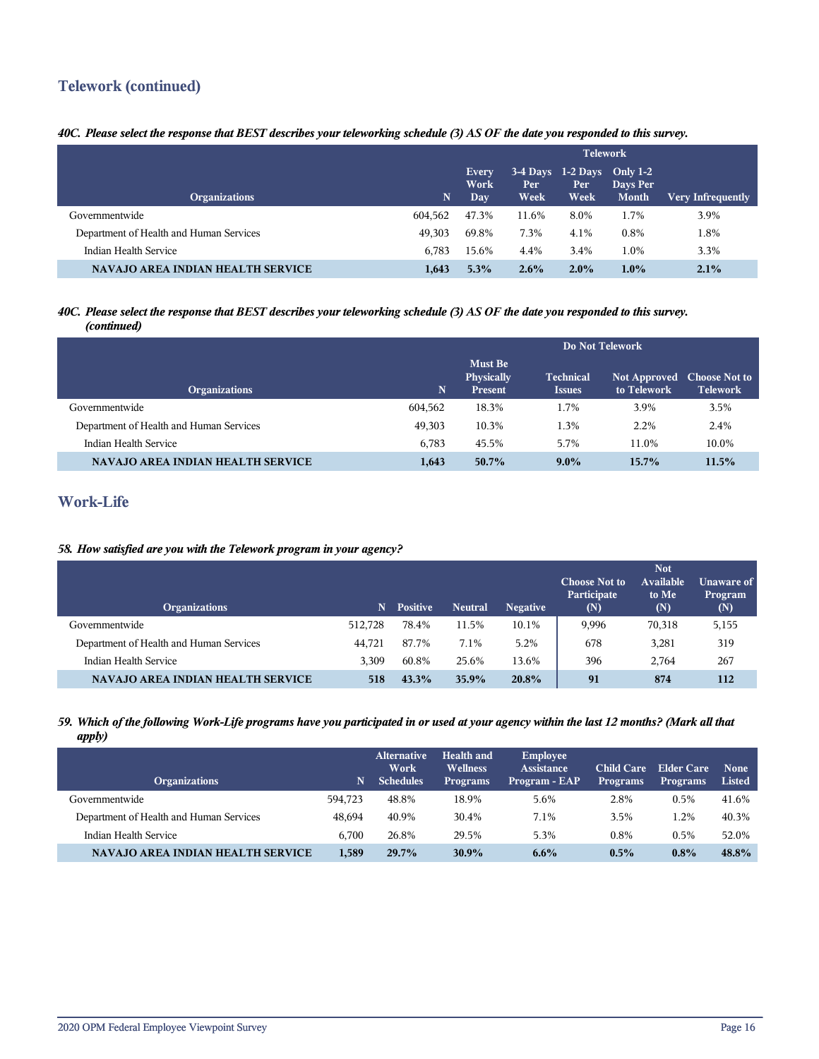## Telework (continued)

***40C. Please select the response that BEST describes your teleworking schedule (3) AS OF the date you responded to this survey.***

| Organizations | N | Telework | | | | |
|---|---|---|---|---|---|---|
| | | Every Work Day | 3-4 Days Per Week | 1-2 Days Per Week | Only 1-2 Days Per Month | Very Infrequently |
| Governmentwide | 604,562 | 47.3% | 11.6% | 8.0% | 1.7% | 3.9% |
| Department of Health and Human Services | 49,303 | 69.8% | 7.3% | 4.1% | 0.8% | 1.8% |
| Indian Health Service | 6,783 | 15.6% | 4.4% | 3.4% | 1.0% | 3.3% |
| **NAVAJO AREA INDIAN HEALTH SERVICE** | **1,643** | **5.3%** | **2.6%** | **2.0%** | **1.0%** | **2.1%** |

***40C. Please select the response that BEST describes your teleworking schedule (3) AS OF the date you responded to this survey. (continued)***

| Organizations | N | Do Not Telework | | | |
|---|---|---|---|---|---|
| | | Must Be Physically Present | Technical Issues | Not Approved to Telework | Choose Not to Telework |
| Governmentwide | 604,562 | 18.3% | 1.7% | 3.9% | 3.5% |
| Department of Health and Human Services | 49,303 | 10.3% | 1.3% | 2.2% | 2.4% |
| Indian Health Service | 6,783 | 45.5% | 5.7% | 11.0% | 10.0% |
| **NAVAJO AREA INDIAN HEALTH SERVICE** | **1,643** | **50.7%** | **9.0%** | **15.7%** | **11.5%** |

## Work-Life

***58. How satisfied are you with the Telework program in your agency?***

| Organizations | N | Positive | Neutral | Negative | Choose Not to Participate (N) | Not Available to Me (N) | Unaware of Program (N) |
|---|---|---|---|---|---|---|---|
| Governmentwide | 512,728 | 78.4% | 11.5% | 10.1% | 9,996 | 70,318 | 5,155 |
| Department of Health and Human Services | 44,721 | 87.7% | 7.1% | 5.2% | 678 | 3,281 | 319 |
| Indian Health Service | 3,309 | 60.8% | 25.6% | 13.6% | 396 | 2,764 | 267 |
| **NAVAJO AREA INDIAN HEALTH SERVICE** | **518** | **43.3%** | **35.9%** | **20.8%** | **91** | **874** | **112** |

***59. Which of the following Work-Life programs have you participated in or used at your agency within the last 12 months? (Mark all that apply)***

| Organizations | N | Alternative Work Schedules | Health and Wellness Programs | Employee Assistance Program - EAP | Child Care Programs | Elder Care Programs | None Listed |
|---|---|---|---|---|---|---|---|
| Governmentwide | 594,723 | 48.8% | 18.9% | 5.6% | 2.8% | 0.5% | 41.6% |
| Department of Health and Human Services | 48,694 | 40.9% | 30.4% | 7.1% | 3.5% | 1.2% | 40.3% |
| Indian Health Service | 6,700 | 26.8% | 29.5% | 5.3% | 0.8% | 0.5% | 52.0% |
| **NAVAJO AREA INDIAN HEALTH SERVICE** | **1,589** | **29.7%** | **30.9%** | **6.6%** | **0.5%** | **0.8%** | **48.8%** |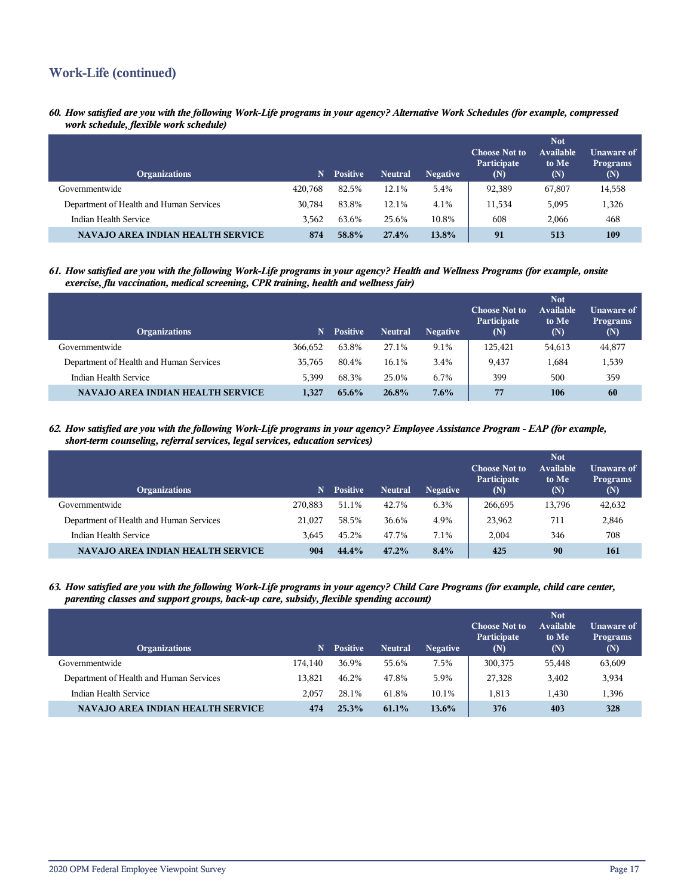## Work-Life (continued)

***60. How satisfied are you with the following Work-Life programs in your agency? Alternative Work Schedules (for example, compressed work schedule, flexible work schedule)***

| Organizations | N | Positive | Neutral | Negative | Choose Not to Participate (N) | Not Available to Me (N) | Unaware of Programs (N) |
|---|---|---|---|---|---|---|---|
| Governmentwide | 420,768 | 82.5% | 12.1% | 5.4% | 92,389 | 67,807 | 14,558 |
| Department of Health and Human Services | 30,784 | 83.8% | 12.1% | 4.1% | 11,534 | 5,095 | 1,326 |
| Indian Health Service | 3,562 | 63.6% | 25.6% | 10.8% | 608 | 2,066 | 468 |
| **NAVAJO AREA INDIAN HEALTH SERVICE** | **874** | **58.8%** | **27.4%** | **13.8%** | **91** | **513** | **109** |

***61. How satisfied are you with the following Work-Life programs in your agency? Health and Wellness Programs (for example, onsite exercise, flu vaccination, medical screening, CPR training, health and wellness fair)***

| Organizations | N | Positive | Neutral | Negative | Choose Not to Participate (N) | Not Available to Me (N) | Unaware of Programs (N) |
|---|---|---|---|---|---|---|---|
| Governmentwide | 366,652 | 63.8% | 27.1% | 9.1% | 125,421 | 54,613 | 44,877 |
| Department of Health and Human Services | 35,765 | 80.4% | 16.1% | 3.4% | 9,437 | 1,684 | 1,539 |
| Indian Health Service | 5,399 | 68.3% | 25.0% | 6.7% | 399 | 500 | 359 |
| **NAVAJO AREA INDIAN HEALTH SERVICE** | **1,327** | **65.6%** | **26.8%** | **7.6%** | **77** | **106** | **60** |

***62. How satisfied are you with the following Work-Life programs in your agency? Employee Assistance Program - EAP (for example, short-term counseling, referral services, legal services, education services)***

| Organizations | N | Positive | Neutral | Negative | Choose Not to Participate (N) | Not Available to Me (N) | Unaware of Programs (N) |
|---|---|---|---|---|---|---|---|
| Governmentwide | 270,883 | 51.1% | 42.7% | 6.3% | 266,695 | 13,796 | 42,632 |
| Department of Health and Human Services | 21,027 | 58.5% | 36.6% | 4.9% | 23,962 | 711 | 2,846 |
| Indian Health Service | 3,645 | 45.2% | 47.7% | 7.1% | 2,004 | 346 | 708 |
| **NAVAJO AREA INDIAN HEALTH SERVICE** | **904** | **44.4%** | **47.2%** | **8.4%** | **425** | **90** | **161** |

***63. How satisfied are you with the following Work-Life programs in your agency? Child Care Programs (for example, child care center, parenting classes and support groups, back-up care, subsidy, flexible spending account)***

| Organizations | N | Positive | Neutral | Negative | Choose Not to Participate (N) | Not Available to Me (N) | Unaware of Programs (N) |
|---|---|---|---|---|---|---|---|
| Governmentwide | 174,140 | 36.9% | 55.6% | 7.5% | 300,375 | 55,448 | 63,609 |
| Department of Health and Human Services | 13,821 | 46.2% | 47.8% | 5.9% | 27,328 | 3,402 | 3,934 |
| Indian Health Service | 2,057 | 28.1% | 61.8% | 10.1% | 1,813 | 1,430 | 1,396 |
| **NAVAJO AREA INDIAN HEALTH SERVICE** | **474** | **25.3%** | **61.1%** | **13.6%** | **376** | **403** | **328** |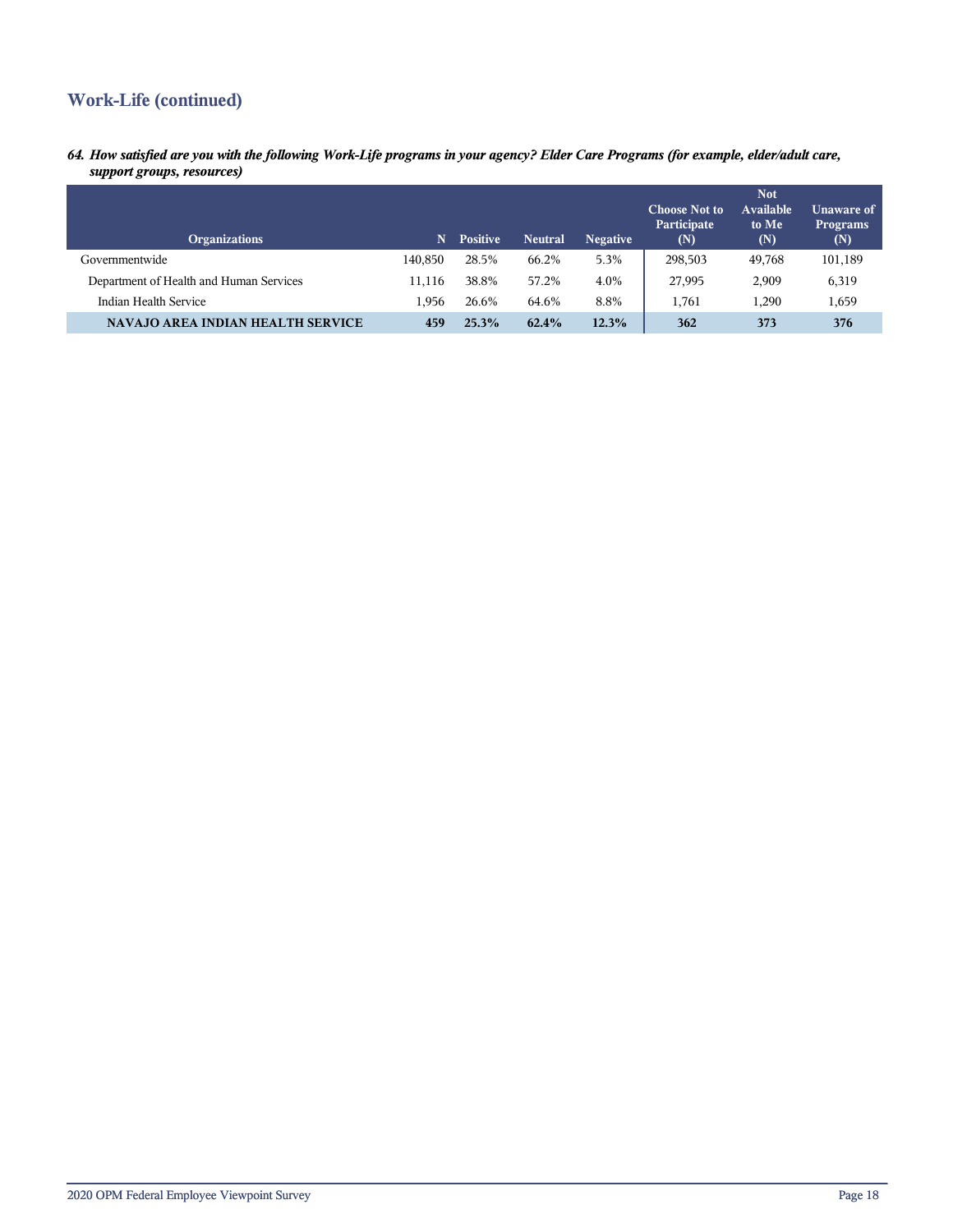## Work-Life (continued)

***64. How satisfied are you with the following Work-Life programs in your agency? Elder Care Programs (for example, elder/adult care, support groups, resources)***

| Organizations | N | Positive | Neutral | Negative | Choose Not to Participate (N) | Not Available to Me (N) | Unaware of Programs (N) |
|---|---|---|---|---|---|---|---|
| Governmentwide | 140,850 | 28.5% | 66.2% | 5.3% | 298,503 | 49,768 | 101,189 |
| Department of Health and Human Services | 11,116 | 38.8% | 57.2% | 4.0% | 27,995 | 2,909 | 6,319 |
| Indian Health Service | 1,956 | 26.6% | 64.6% | 8.8% | 1,761 | 1,290 | 1,659 |
| **NAVAJO AREA INDIAN HEALTH SERVICE** | **459** | **25.3%** | **62.4%** | **12.3%** | **362** | **373** | **376** |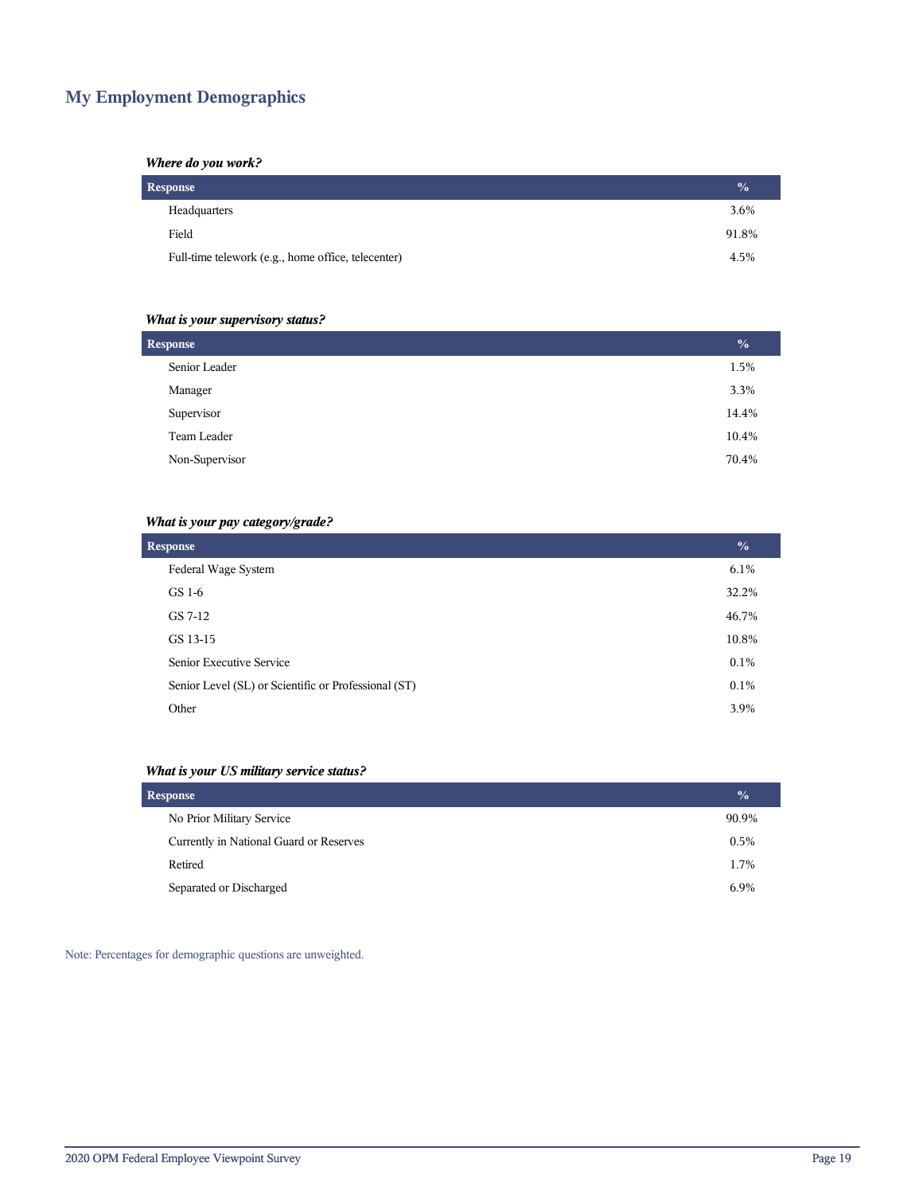## My Employment Demographics

***Where do you work?***

| Response | % |
|---|---|
| Headquarters | 3.6% |
| Field | 91.8% |
| Full-time telework (e.g., home office, telecenter) | 4.5% |

***What is your supervisory status?***

| Response | % |
|---|---|
| Senior Leader | 1.5% |
| Manager | 3.3% |
| Supervisor | 14.4% |
| Team Leader | 10.4% |
| Non-Supervisor | 70.4% |

***What is your pay category/grade?***

| Response | % |
|---|---|
| Federal Wage System | 6.1% |
| GS 1-6 | 32.2% |
| GS 7-12 | 46.7% |
| GS 13-15 | 10.8% |
| Senior Executive Service | 0.1% |
| Senior Level (SL) or Scientific or Professional (ST) | 0.1% |
| Other | 3.9% |

***What is your US military service status?***

| Response | % |
|---|---|
| No Prior Military Service | 90.9% |
| Currently in National Guard or Reserves | 0.5% |
| Retired | 1.7% |
| Separated or Discharged | 6.9% |

Note: Percentages for demographic questions are unweighted.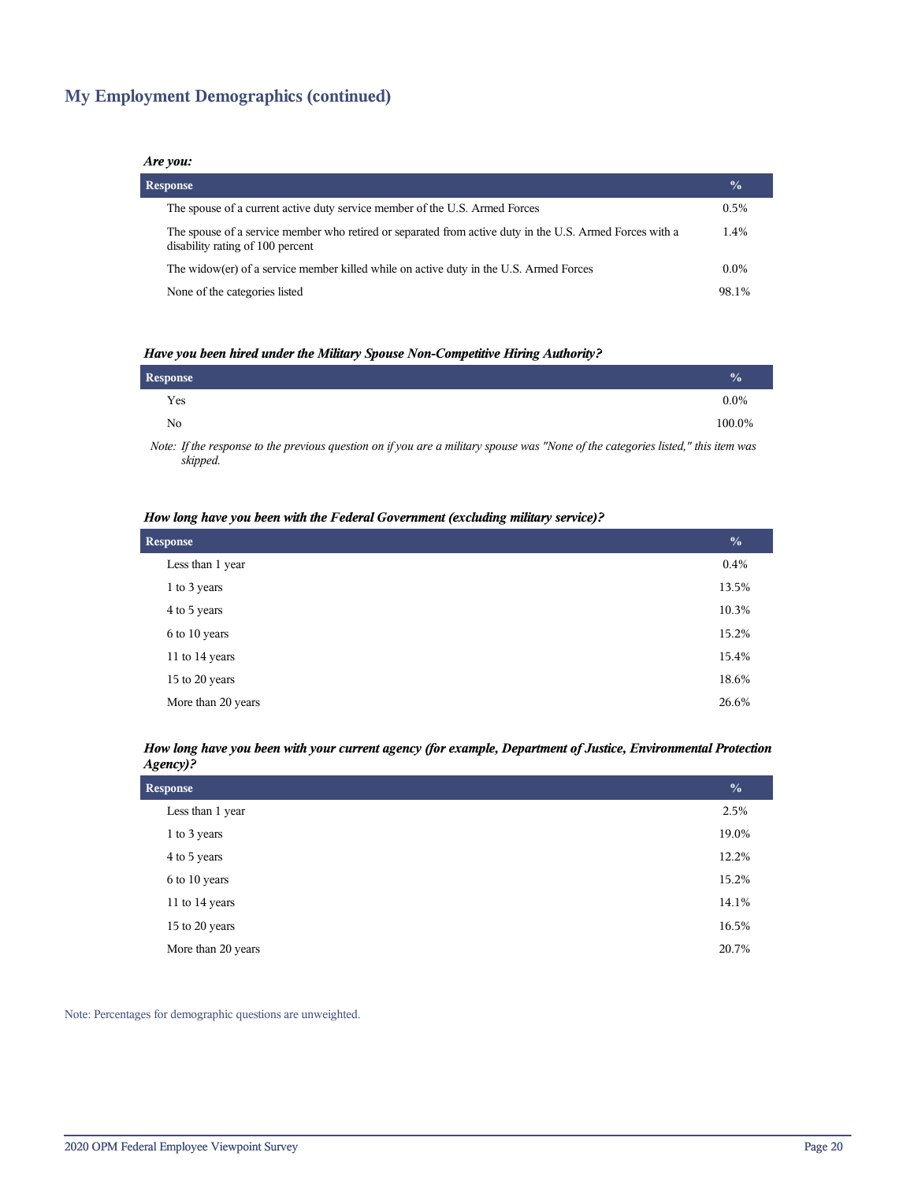## My Employment Demographics (continued)

***Are you:***

| Response | % |
|---|---|
| The spouse of a current active duty service member of the U.S. Armed Forces | 0.5% |
| The spouse of a service member who retired or separated from active duty in the U.S. Armed Forces with a disability rating of 100 percent | 1.4% |
| The widow(er) of a service member killed while on active duty in the U.S. Armed Forces | 0.0% |
| None of the categories listed | 98.1% |

***Have you been hired under the Military Spouse Non-Competitive Hiring Authority?***

| Response | % |
|---|---|
| Yes | 0.0% |
| No | 100.0% |

*Note: If the response to the previous question on if you are a military spouse was "None of the categories listed," this item was skipped.*

***How long have you been with the Federal Government (excluding military service)?***

| Response | % |
|---|---|
| Less than 1 year | 0.4% |
| 1 to 3 years | 13.5% |
| 4 to 5 years | 10.3% |
| 6 to 10 years | 15.2% |
| 11 to 14 years | 15.4% |
| 15 to 20 years | 18.6% |
| More than 20 years | 26.6% |

***How long have you been with your current agency (for example, Department of Justice, Environmental Protection Agency)?***

| Response | % |
|---|---|
| Less than 1 year | 2.5% |
| 1 to 3 years | 19.0% |
| 4 to 5 years | 12.2% |
| 6 to 10 years | 15.2% |
| 11 to 14 years | 14.1% |
| 15 to 20 years | 16.5% |
| More than 20 years | 20.7% |

Note: Percentages for demographic questions are unweighted.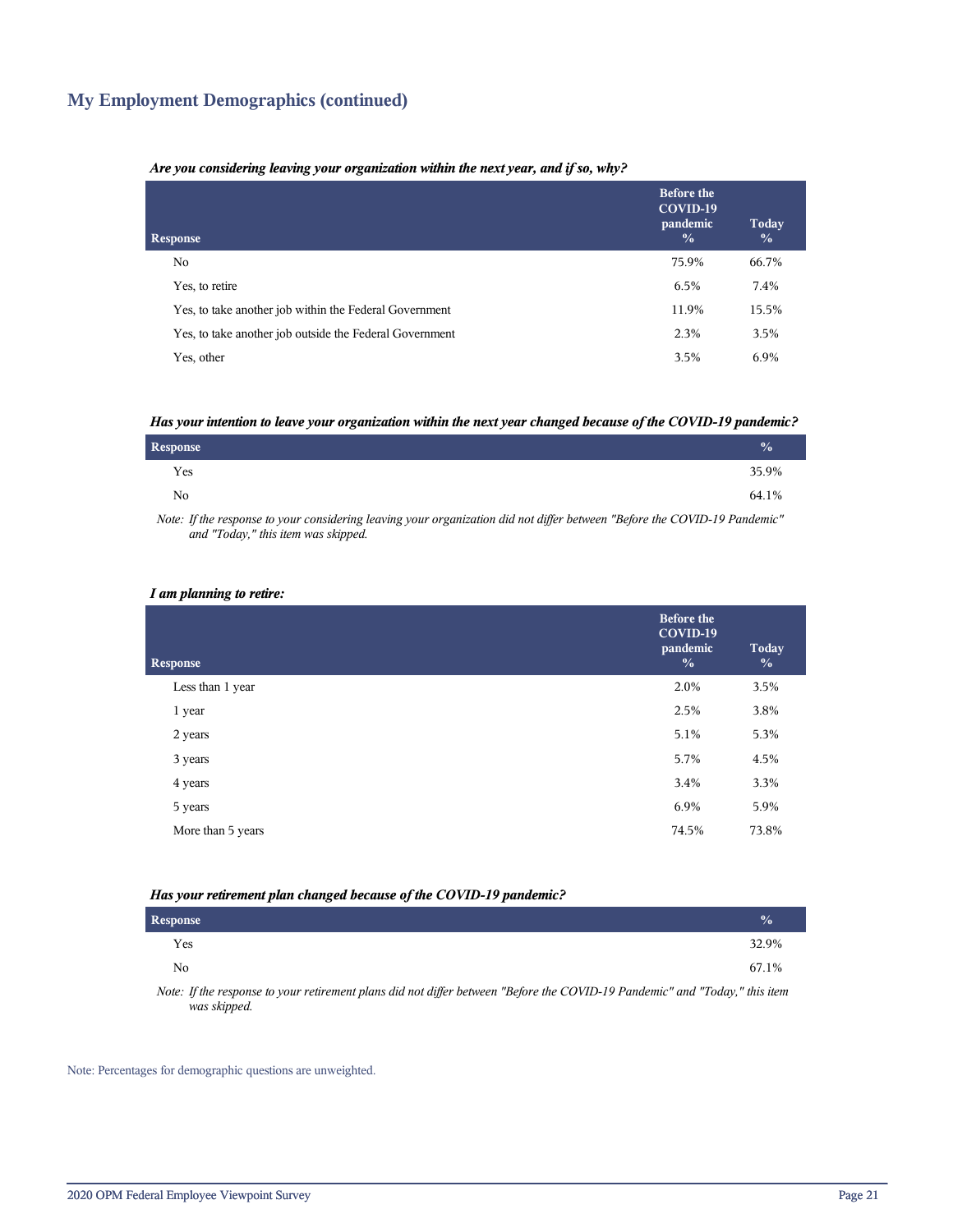## My Employment Demographics (continued)

***Are you considering leaving your organization within the next year, and if so, why?***

| Response | Before the COVID-19 pandemic % | Today % |
|---|---|---|
| No | 75.9% | 66.7% |
| Yes, to retire | 6.5% | 7.4% |
| Yes, to take another job within the Federal Government | 11.9% | 15.5% |
| Yes, to take another job outside the Federal Government | 2.3% | 3.5% |
| Yes, other | 3.5% | 6.9% |

***Has your intention to leave your organization within the next year changed because of the COVID-19 pandemic?***

| Response | % |
|---|---|
| Yes | 35.9% |
| No | 64.1% |

*Note: If the response to your considering leaving your organization did not differ between "Before the COVID-19 Pandemic" and "Today," this item was skipped.*

***I am planning to retire:***

| Response | Before the COVID-19 pandemic % | Today % |
|---|---|---|
| Less than 1 year | 2.0% | 3.5% |
| 1 year | 2.5% | 3.8% |
| 2 years | 5.1% | 5.3% |
| 3 years | 5.7% | 4.5% |
| 4 years | 3.4% | 3.3% |
| 5 years | 6.9% | 5.9% |
| More than 5 years | 74.5% | 73.8% |

***Has your retirement plan changed because of the COVID-19 pandemic?***

| Response | % |
|---|---|
| Yes | 32.9% |
| No | 67.1% |

*Note: If the response to your retirement plans did not differ between "Before the COVID-19 Pandemic" and "Today," this item was skipped.*

Note: Percentages for demographic questions are unweighted.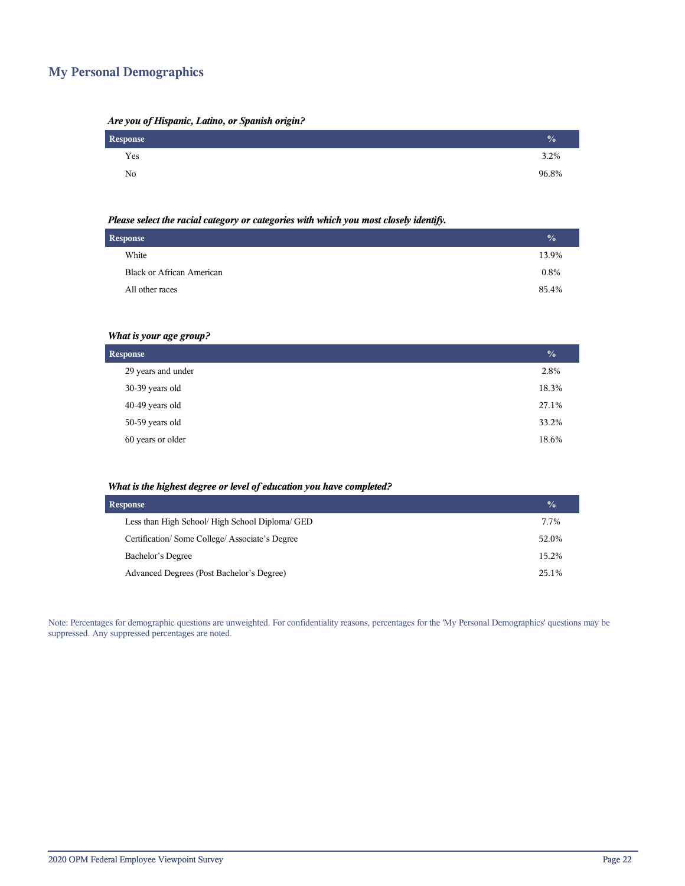## My Personal Demographics

***Are you of Hispanic, Latino, or Spanish origin?***

| Response | % |
|---|---|
| Yes | 3.2% |
| No | 96.8% |

***Please select the racial category or categories with which you most closely identify.***

| Response | % |
|---|---|
| White | 13.9% |
| Black or African American | 0.8% |
| All other races | 85.4% |

***What is your age group?***

| Response | % |
|---|---|
| 29 years and under | 2.8% |
| 30-39 years old | 18.3% |
| 40-49 years old | 27.1% |
| 50-59 years old | 33.2% |
| 60 years or older | 18.6% |

***What is the highest degree or level of education you have completed?***

| Response | % |
|---|---|
| Less than High School/ High School Diploma/ GED | 7.7% |
| Certification/ Some College/ Associate's Degree | 52.0% |
| Bachelor's Degree | 15.2% |
| Advanced Degrees (Post Bachelor's Degree) | 25.1% |

Note: Percentages for demographic questions are unweighted. For confidentiality reasons, percentages for the 'My Personal Demographics' questions may be suppressed. Any suppressed percentages are noted.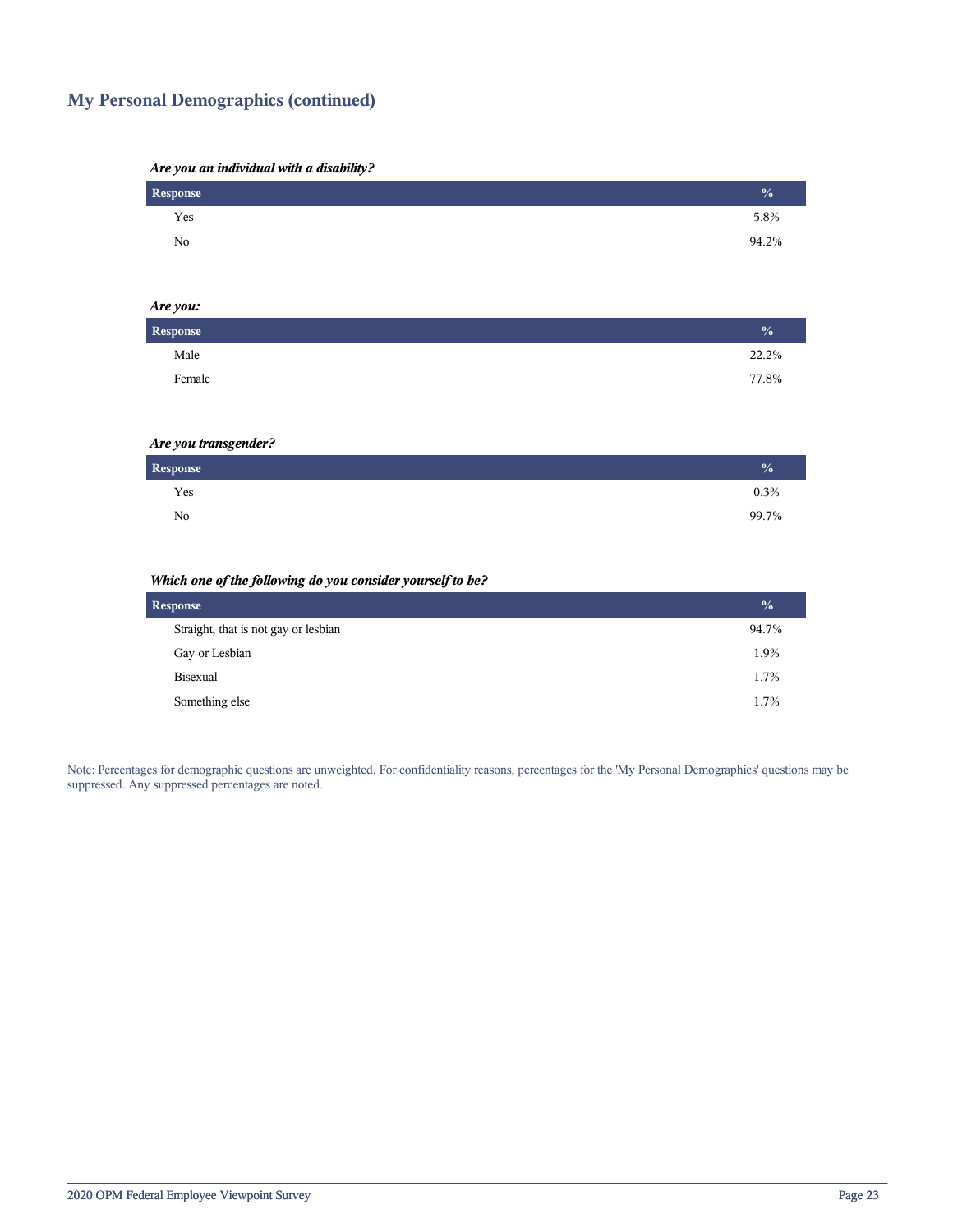## My Personal Demographics (continued)

***Are you an individual with a disability?***

| Response | % |
|---|---|
| Yes | 5.8% |
| No | 94.2% |

***Are you:***

| Response | % |
|---|---|
| Male | 22.2% |
| Female | 77.8% |

***Are you transgender?***

| Response | % |
|---|---|
| Yes | 0.3% |
| No | 99.7% |

***Which one of the following do you consider yourself to be?***

| Response | % |
|---|---|
| Straight, that is not gay or lesbian | 94.7% |
| Gay or Lesbian | 1.9% |
| Bisexual | 1.7% |
| Something else | 1.7% |

Note: Percentages for demographic questions are unweighted. For confidentiality reasons, percentages for the 'My Personal Demographics' questions may be suppressed. Any suppressed percentages are noted.